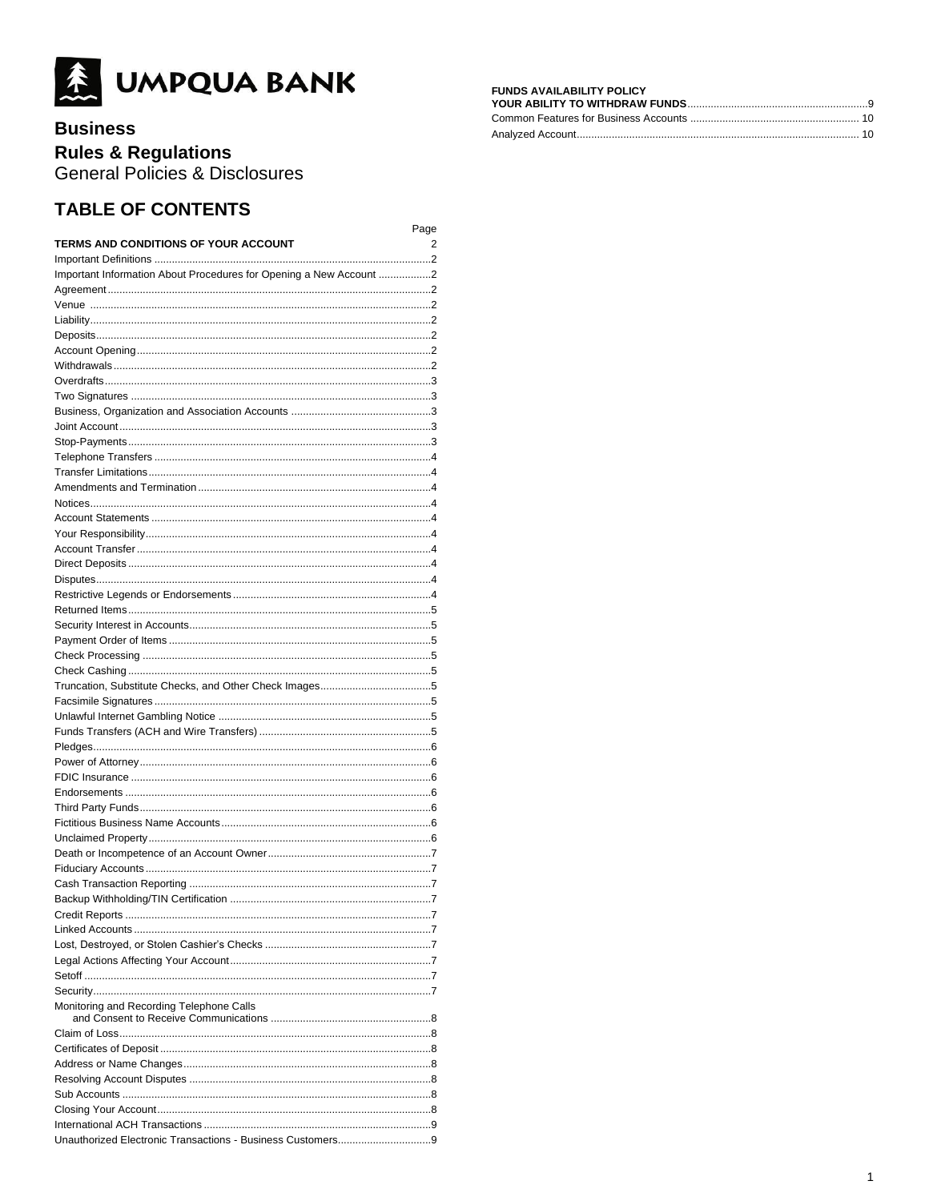UMPQUA BANK

# Business

## Rules & Regulations

General Policies & Disclosures

## TABLE OF CONTENTS

| | Page |
|---|---|
| **TERMS AND CONDITIONS OF YOUR ACCOUNT** | 2 |
| Important Definitions | 2 |
| Important Information About Procedures for Opening a New Account | 2 |
| Agreement | 2 |
| Venue | 2 |
| Liability | 2 |
| Deposits | 2 |
| Account Opening | 2 |
| Withdrawals | 2 |
| Overdrafts | 3 |
| Two Signatures | 3 |
| Business, Organization and Association Accounts | 3 |
| Joint Account | 3 |
| Stop-Payments | 3 |
| Telephone Transfers | 4 |
| Transfer Limitations | 4 |
| Amendments and Termination | 4 |
| Notices | 4 |
| Account Statements | 4 |
| Your Responsibility | 4 |
| Account Transfer | 4 |
| Direct Deposits | 4 |
| Disputes | 4 |
| Restrictive Legends or Endorsements | 4 |
| Returned Items | 5 |
| Security Interest in Accounts | 5 |
| Payment Order of Items | 5 |
| Check Processing | 5 |
| Check Cashing | 5 |
| Truncation, Substitute Checks, and Other Check Images | 5 |
| Facsimile Signatures | 5 |
| Unlawful Internet Gambling Notice | 5 |
| Funds Transfers (ACH and Wire Transfers) | 5 |
| Pledges | 6 |
| Power of Attorney | 6 |
| FDIC Insurance | 6 |
| Endorsements | 6 |
| Third Party Funds | 6 |
| Fictitious Business Name Accounts | 6 |
| Unclaimed Property | 6 |
| Death or Incompetence of an Account Owner | 7 |
| Fiduciary Accounts | 7 |
| Cash Transaction Reporting | 7 |
| Backup Withholding/TIN Certification | 7 |
| Credit Reports | 7 |
| Linked Accounts | 7 |
| Lost, Destroyed, or Stolen Cashier's Checks | 7 |
| Legal Actions Affecting Your Account | 7 |
| Setoff | 7 |
| Security | 7 |
| Monitoring and Recording Telephone Calls and Consent to Receive Communications | 8 |
| Claim of Loss | 8 |
| Certificates of Deposit | 8 |
| Address or Name Changes | 8 |
| Resolving Account Disputes | 8 |
| Sub Accounts | 8 |
| Closing Your Account | 8 |
| International ACH Transactions | 9 |
| Unauthorized Electronic Transactions - Business Customers | 9 |
| **FUNDS AVAILABILITY POLICY** | |
| **YOUR ABILITY TO WITHDRAW FUNDS** | 9 |
| Common Features for Business Accounts | 10 |
| Analyzed Account | 10 |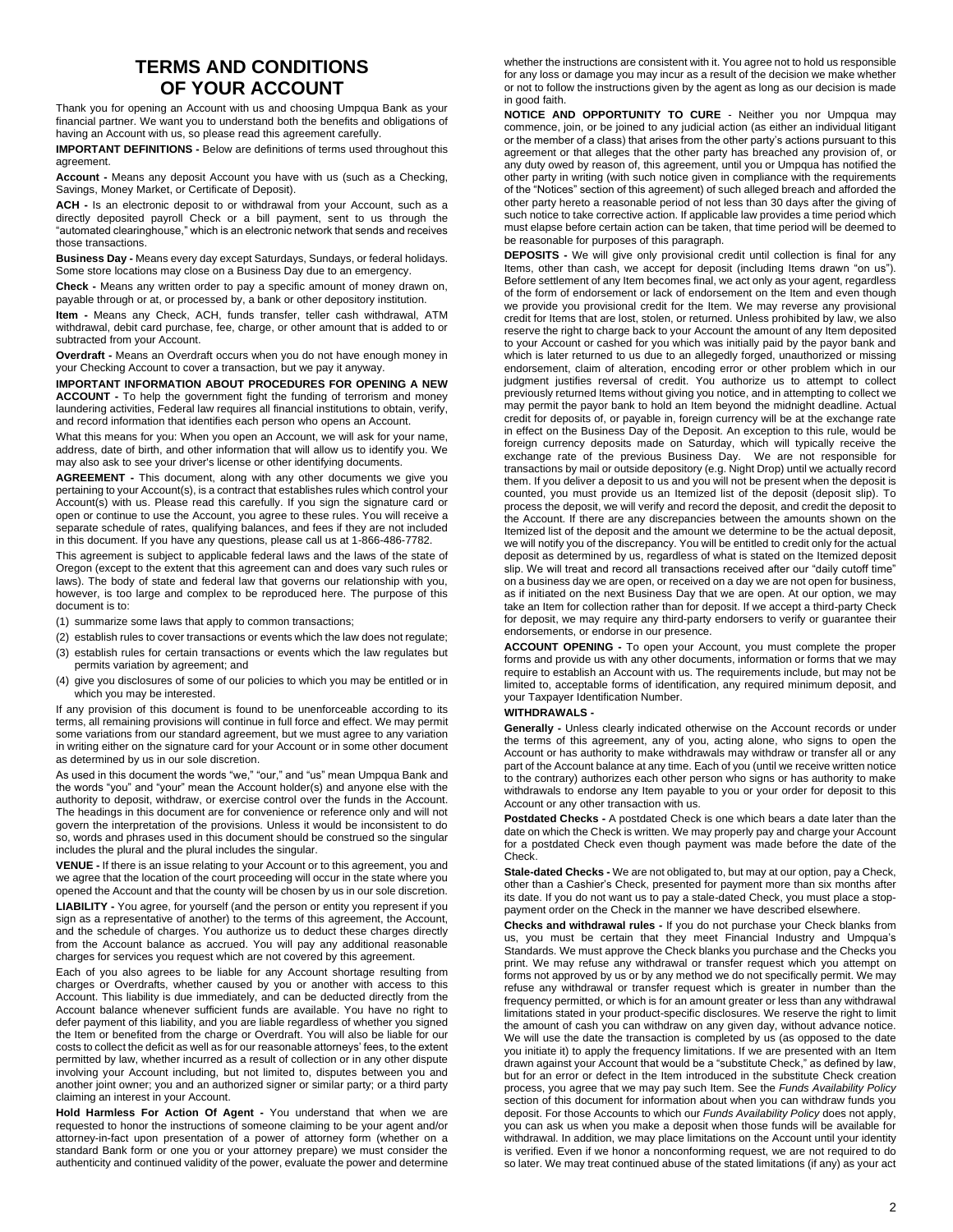# TERMS AND CONDITIONS OF YOUR ACCOUNT

Thank you for opening an Account with us and choosing Umpqua Bank as your financial partner. We want you to understand both the benefits and obligations of having an Account with us, so please read this agreement carefully.

**IMPORTANT DEFINITIONS -** Below are definitions of terms used throughout this agreement.

**Account -** Means any deposit Account you have with us (such as a Checking, Savings, Money Market, or Certificate of Deposit).

**ACH -** Is an electronic deposit to or withdrawal from your Account, such as a directly deposited payroll Check or a bill payment, sent to us through the "automated clearinghouse," which is an electronic network that sends and receives those transactions.

**Business Day -** Means every day except Saturdays, Sundays, or federal holidays. Some store locations may close on a Business Day due to an emergency.

**Check -** Means any written order to pay a specific amount of money drawn on, payable through or at, or processed by, a bank or other depository institution.

**Item -** Means any Check, ACH, funds transfer, teller cash withdrawal, ATM withdrawal, debit card purchase, fee, charge, or other amount that is added to or subtracted from your Account.

**Overdraft -** Means an Overdraft occurs when you do not have enough money in your Checking Account to cover a transaction, but we pay it anyway.

**IMPORTANT INFORMATION ABOUT PROCEDURES FOR OPENING A NEW ACCOUNT -** To help the government fight the funding of terrorism and money laundering activities, Federal law requires all financial institutions to obtain, verify, and record information that identifies each person who opens an Account.

What this means for you: When you open an Account, we will ask for your name, address, date of birth, and other information that will allow us to identify you. We may also ask to see your driver's license or other identifying documents.

**AGREEMENT -** This document, along with any other documents we give you pertaining to your Account(s), is a contract that establishes rules which control your Account(s) with us. Please read this carefully. If you sign the signature card or open or continue to use the Account, you agree to these rules. You will receive a separate schedule of rates, qualifying balances, and fees if they are not included in this document. If you have any questions, please call us at 1-866-486-7782.

This agreement is subject to applicable federal laws and the laws of the state of Oregon (except to the extent that this agreement can and does vary such rules or laws). The body of state and federal law that governs our relationship with you, however, is too large and complex to be reproduced here. The purpose of this document is to:

(1) summarize some laws that apply to common transactions;
(2) establish rules to cover transactions or events which the law does not regulate;
(3) establish rules for certain transactions or events which the law regulates but permits variation by agreement; and
(4) give you disclosures of some of our policies to which you may be entitled or in which you may be interested.

If any provision of this document is found to be unenforceable according to its terms, all remaining provisions will continue in full force and effect. We may permit some variations from our standard agreement, but we must agree to any variation in writing either on the signature card for your Account or in some other document as determined by us in our sole discretion.

As used in this document the words "we," "our," and "us" mean Umpqua Bank and the words "you" and "your" mean the Account holder(s) and anyone else with the authority to deposit, withdraw, or exercise control over the funds in the Account. The headings in this document are for convenience or reference only and will not govern the interpretation of the provisions. Unless it would be inconsistent to do so, words and phrases used in this document should be construed so the singular includes the plural and the plural includes the singular.

**VENUE -** If there is an issue relating to your Account or to this agreement, you and we agree that the location of the court proceeding will occur in the state where you opened the Account and that the county will be chosen by us in our sole discretion.

**LIABILITY -** You agree, for yourself (and the person or entity you represent if you sign as a representative of another) to the terms of this agreement, the Account, and the schedule of charges. You authorize us to deduct these charges directly from the Account balance as accrued. You will pay any additional reasonable charges for services you request which are not covered by this agreement.

Each of you also agrees to be liable for any Account shortage resulting from charges or Overdrafts, whether caused by you or another with access to this Account. This liability is due immediately, and can be deducted directly from the Account balance whenever sufficient funds are available. You have no right to defer payment of this liability, and you are liable regardless of whether you signed the Item or benefited from the charge or Overdraft. You will also be liable for our costs to collect the deficit as well as for our reasonable attorneys' fees, to the extent permitted by law, whether incurred as a result of collection or in any other dispute involving your Account including, but not limited to, disputes between you and another joint owner; you and an authorized signer or similar party; or a third party claiming an interest in your Account.

**Hold Harmless For Action Of Agent -** You understand that when we are requested to honor the instructions of someone claiming to be your agent and/or attorney-in-fact upon presentation of a power of attorney form (whether on a standard Bank form or one you or your attorney prepare) we must consider the authenticity and continued validity of the power, evaluate the power and determine whether the instructions are consistent with it. You agree not to hold us responsible for any loss or damage you may incur as a result of the decision we make whether or not to follow the instructions given by the agent as long as our decision is made in good faith.

**NOTICE AND OPPORTUNITY TO CURE** - Neither you nor Umpqua may commence, join, or be joined to any judicial action (as either an individual litigant or the member of a class) that arises from the other party's actions pursuant to this agreement or that alleges that the other party has breached any provision of, or any duty owed by reason of, this agreement, until you or Umpqua has notified the other party in writing (with such notice given in compliance with the requirements of the "Notices" section of this agreement) of such alleged breach and afforded the other party hereto a reasonable period of not less than 30 days after the giving of such notice to take corrective action. If applicable law provides a time period which must elapse before certain action can be taken, that time period will be deemed to be reasonable for purposes of this paragraph.

**DEPOSITS -** We will give only provisional credit until collection is final for any Items, other than cash, we accept for deposit (including Items drawn "on us"). Before settlement of any Item becomes final, we act only as your agent, regardless of the form of endorsement or lack of endorsement on the Item and even though we provide you provisional credit for the Item. We may reverse any provisional credit for Items that are lost, stolen, or returned. Unless prohibited by law, we also reserve the right to charge back to your Account the amount of any Item deposited to your Account or cashed for you which was initially paid by the payor bank and which is later returned to us due to an allegedly forged, unauthorized or missing endorsement, claim of alteration, encoding error or other problem which in our judgment justifies reversal of credit. You authorize us to attempt to collect previously returned Items without giving you notice, and in attempting to collect we may permit the payor bank to hold an Item beyond the midnight deadline. Actual credit for deposits of, or payable in, foreign currency will be at the exchange rate in effect on the Business Day of the Deposit. An exception to this rule, would be foreign currency deposits made on Saturday, which will typically receive the exchange rate of the previous Business Day. We are not responsible for transactions by mail or outside depository (e.g. Night Drop) until we actually record them. If you deliver a deposit to us and you will not be present when the deposit is counted, you must provide us an Itemized list of the deposit (deposit slip). To process the deposit, we will verify and record the deposit, and credit the deposit to the Account. If there are any discrepancies between the amounts shown on the Itemized list of the deposit and the amount we determine to be the actual deposit, we will notify you of the discrepancy. You will be entitled to credit only for the actual deposit as determined by us, regardless of what is stated on the Itemized deposit slip. We will treat and record all transactions received after our "daily cutoff time" on a business day we are open, or received on a day we are not open for business, as if initiated on the next Business Day that we are open. At our option, we may take an Item for collection rather than for deposit. If we accept a third-party Check for deposit, we may require any third-party endorsers to verify or guarantee their endorsements, or endorse in our presence.

**ACCOUNT OPENING -** To open your Account, you must complete the proper forms and provide us with any other documents, information or forms that we may require to establish an Account with us. The requirements include, but may not be limited to, acceptable forms of identification, any required minimum deposit, and your Taxpayer Identification Number.

**WITHDRAWALS -**

**Generally -** Unless clearly indicated otherwise on the Account records or under the terms of this agreement, any of you, acting alone, who signs to open the Account or has authority to make withdrawals may withdraw or transfer all or any part of the Account balance at any time. Each of you (until we receive written notice to the contrary) authorizes each other person who signs or has authority to make withdrawals to endorse any Item payable to you or your order for deposit to this Account or any other transaction with us.

**Postdated Checks -** A postdated Check is one which bears a date later than the date on which the Check is written. We may properly pay and charge your Account for a postdated Check even though payment was made before the date of the Check.

**Stale-dated Checks -** We are not obligated to, but may at our option, pay a Check, other than a Cashier's Check, presented for payment more than six months after its date. If you do not want us to pay a stale-dated Check, you must place a stop-payment order on the Check in the manner we have described elsewhere.

**Checks and withdrawal rules -** If you do not purchase your Check blanks from us, you must be certain that they meet Financial Industry and Umpqua's Standards. We must approve the Check blanks you purchase and the Checks you print. We may refuse any withdrawal or transfer request which you attempt on forms not approved by us or by any method we do not specifically permit. We may refuse any withdrawal or transfer request which is greater in number than the frequency permitted, or which is for an amount greater or less than any withdrawal limitations stated in your product-specific disclosures. We reserve the right to limit the amount of cash you can withdraw on any given day, without advance notice. We will use the date the transaction is completed by us (as opposed to the date you initiate it) to apply the frequency limitations. If we are presented with an Item drawn against your Account that would be a "substitute Check," as defined by law, but for an error or defect in the Item introduced in the substitute Check creation process, you agree that we may pay such Item. See the *Funds Availability Policy* section of this document for information about when you can withdraw funds you deposit. For those Accounts to which our *Funds Availability Policy* does not apply, you can ask us when you make a deposit when those funds will be available for withdrawal. In addition, we may place limitations on the Account until your identity is verified. Even if we honor a nonconforming request, we are not required to do so later. We may treat continued abuse of the stated limitations (if any) as your act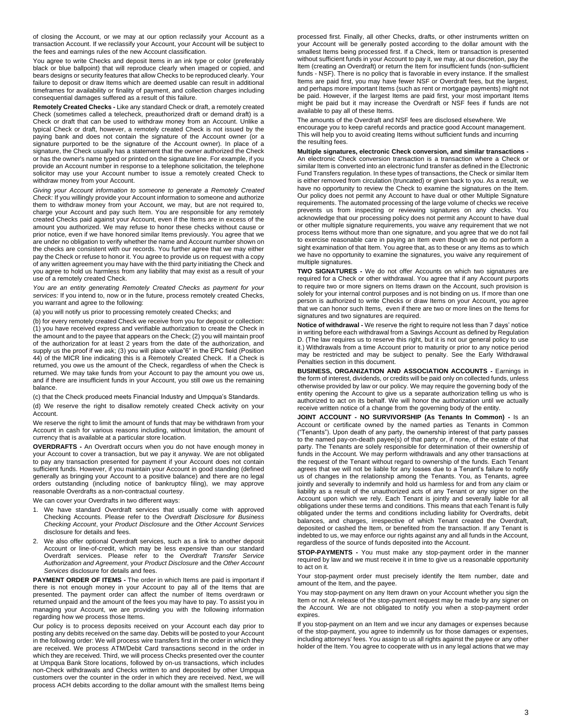of closing the Account, or we may at our option reclassify your Account as a transaction Account. If we reclassify your Account, your Account will be subject to the fees and earnings rules of the new Account classification.

You agree to write Checks and deposit Items in an ink type or color (preferably black or blue ballpoint) that will reproduce clearly when imaged or copied, and bears designs or security features that allow Checks to be reproduced clearly. Your failure to deposit or draw Items which are deemed usable can result in additional timeframes for availability or finality of payment, and collection charges including consequential damages suffered as a result of this failure.

**Remotely Created Checks -** Like any standard Check or draft, a remotely created Check (sometimes called a telecheck, preauthorized draft or demand draft) is a Check or draft that can be used to withdraw money from an Account. Unlike a typical Check or draft, however, a remotely created Check is not issued by the paying bank and does not contain the signature of the Account owner (or a signature purported to be the signature of the Account owner). In place of a signature, the Check usually has a statement that the owner authorized the Check or has the owner's name typed or printed on the signature line. For example, if you provide an Account number in response to a telephone solicitation, the telephone solicitor may use your Account number to issue a remotely created Check to withdraw money from your Account.

*Giving your Account information to someone to generate a Remotely Created Check:* If you willingly provide your Account information to someone and authorize them to withdraw money from your Account, we may, but are not required to, charge your Account and pay such Item. You are responsible for any remotely created Checks paid against your Account, even if the Items are in excess of the amount you authorized. We may refuse to honor these checks without cause or prior notice, even if we have honored similar Items previously. You agree that we are under no obligation to verify whether the name and Account number shown on the checks are consistent with our records. You further agree that we may either pay the Check or refuse to honor it. You agree to provide us on request with a copy of any written agreement you may have with the third party initiating the Check and you agree to hold us harmless from any liability that may exist as a result of your use of a remotely created Check.

*You are an entity generating Remotely Created Checks as payment for your services:* If you intend to, now or in the future, process remotely created Checks, you warrant and agree to the following:

(a) you will notify us prior to processing remotely created Checks; and

(b) for every remotely created Check we receive from you for deposit or collection: (1) you have received express and verifiable authorization to create the Check in the amount and to the payee that appears on the Check; (2) you will maintain proof of the authorization for at least 2 years from the date of the authorization, and supply us the proof if we ask; (3) you will place value"6" in the EPC field (Position 44) of the MICR line indicating this is a Remotely Created Check. If a Check is returned, you owe us the amount of the Check, regardless of when the Check is returned. We may take funds from your Account to pay the amount you owe us, and if there are insufficient funds in your Account, you still owe us the remaining balance.

(c) that the Check produced meets Financial Industry and Umpqua's Standards.

(d) We reserve the right to disallow remotely created Check activity on your Account.

We reserve the right to limit the amount of funds that may be withdrawn from your Account in cash for various reasons including, without limitation, the amount of currency that is available at a particular store location.

**OVERDRAFTS -** An Overdraft occurs when you do not have enough money in your Account to cover a transaction, but we pay it anyway. We are not obligated to pay any transaction presented for payment if your Account does not contain sufficient funds. However, if you maintain your Account in good standing (defined generally as bringing your Account to a positive balance) and there are no legal orders outstanding (including notice of bankruptcy filing), we may approve reasonable Overdrafts as a non-contractual courtesy.

We can cover your Overdrafts in two different ways:

1. We have standard Overdraft services that usually come with approved Checking Accounts. Please refer to the *Overdraft Disclosure for Business Checking Account*, your *Product Disclosure* and the *Other Account Services* disclosure for details and fees.
2. We also offer optional Overdraft services, such as a link to another deposit Account or line-of-credit, which may be less expensive than our standard Overdraft services. Please refer to the *Overdraft Transfer Service Authorization and Agreement*, your *Product Disclosure* and the *Other Account Services* disclosure for details and fees.

**PAYMENT ORDER OF ITEMS -** The order in which Items are paid is important if there is not enough money in your Account to pay all of the Items that are presented. The payment order can affect the number of Items overdrawn or returned unpaid and the amount of the fees you may have to pay. To assist you in managing your Account, we are providing you with the following information regarding how we process those Items.

Our policy is to process deposits received on your Account each day prior to posting any debits received on the same day. Debits will be posted to your Account in the following order: We will process wire transfers first in the order in which they are received. We process ATM/Debit Card transactions second in the order in which they are received. Third, we will process Checks presented over the counter at Umpqua Bank Store locations, followed by on-us transactions, which includes non-Check withdrawals and Checks written to and deposited by other Umpqua customers over the counter in the order in which they are received. Next, we will process ACH debits according to the dollar amount with the smallest Items being processed first. Finally, all other Checks, drafts, or other instruments written on your Account will be generally posted according to the dollar amount with the smallest Items being processed first. If a Check, Item or transaction is presented without sufficient funds in your Account to pay it, we may, at our discretion, pay the Item (creating an Overdraft) or return the Item for insufficient funds (non-sufficient funds - NSF). There is no policy that is favorable in every instance. If the smallest Items are paid first, you may have fewer NSF or Overdraft fees, but the largest, and perhaps more important Items (such as rent or mortgage payments) might not be paid. However, if the largest Items are paid first, your most important Items might be paid but it may increase the Overdraft or NSF fees if funds are not available to pay all of these Items.

The amounts of the Overdraft and NSF fees are disclosed elsewhere. We encourage you to keep careful records and practice good Account management. This will help you to avoid creating Items without sufficient funds and incurring the resulting fees.

**Multiple signatures, electronic Check conversion, and similar transactions -** An electronic Check conversion transaction is a transaction where a Check or similar Item is converted into an electronic fund transfer as defined in the Electronic Fund Transfers regulation. In these types of transactions, the Check or similar Item is either removed from circulation (truncated) or given back to you. As a result, we have no opportunity to review the Check to examine the signatures on the Item. Our policy does not permit any Account to have dual or other Multiple Signature requirements. The automated processing of the large volume of checks we receive prevents us from inspecting or reviewing signatures on any checks. You acknowledge that our processing policy does not permit any Account to have dual or other multiple signature requirements, you waive any requirement that we not process Items without more than one signature, and you agree that we do not fail to exercise reasonable care in paying an Item even though we do not perform a sight examination of that Item. You agree that, as to these or any Items as to which we have no opportunity to examine the signatures, you waive any requirement of multiple signatures.

**TWO SIGNATURES -** We do not offer Accounts on which two signatures are required for a Check or other withdrawal. You agree that if any Account purports to require two or more signers on Items drawn on the Account, such provision is solely for your internal control purposes and is not binding on us. If more than one person is authorized to write Checks or draw Items on your Account, you agree that we can honor such Items, even if there are two or more lines on the Items for signatures and two signatures are required.

**Notice of withdrawal -** We reserve the right to require not less than 7 days' notice in writing before each withdrawal from a Savings Account as defined by Regulation D. (The law requires us to reserve this right, but it is not our general policy to use it.) Withdrawals from a time Account prior to maturity or prior to any notice period may be restricted and may be subject to penalty. See the Early Withdrawal Penalties section in this document.

**BUSINESS, ORGANIZATION AND ASSOCIATION ACCOUNTS -** Earnings in the form of interest, dividends, or credits will be paid only on collected funds, unless otherwise provided by law or our policy. We may require the governing body of the entity opening the Account to give us a separate authorization telling us who is authorized to act on its behalf. We will honor the authorization until we actually receive written notice of a change from the governing body of the entity.

**JOINT ACCOUNT - NO SURVIVORSHIP (As Tenants In Common) -** Is an Account or certificate owned by the named parties as Tenants in Common ("Tenants"). Upon death of any party, the ownership interest of that party passes to the named pay-on-death payee(s) of that party or, if none, of the estate of that party. The Tenants are solely responsible for determination of their ownership of funds in the Account. We may perform withdrawals and any other transactions at the request of the Tenant without regard to ownership of the funds. Each Tenant agrees that we will not be liable for any losses due to a Tenant's failure to notify us of changes in the relationship among the Tenants. You, as Tenants, agree jointly and severally to indemnify and hold us harmless for and from any claim or liability as a result of the unauthorized acts of any Tenant or any signer on the Account upon which we rely. Each Tenant is jointly and severally liable for all obligations under these terms and conditions. This means that each Tenant is fully obligated under the terms and conditions including liability for Overdrafts, debit balances, and charges, irrespective of which Tenant created the Overdraft, deposited or cashed the Item, or benefited from the transaction. If any Tenant is indebted to us, we may enforce our rights against any and all funds in the Account, regardless of the source of funds deposited into the Account.

**STOP-PAYMENTS -** You must make any stop-payment order in the manner required by law and we must receive it in time to give us a reasonable opportunity to act on it.

Your stop-payment order must precisely identify the Item number, date and amount of the Item, and the payee.

You may stop-payment on any Item drawn on your Account whether you sign the Item or not. A release of the stop-payment request may be made by any signer on the Account. We are not obligated to notify you when a stop-payment order expires.

If you stop-payment on an Item and we incur any damages or expenses because of the stop-payment, you agree to indemnify us for those damages or expenses, including attorneys' fees. You assign to us all rights against the payee or any other holder of the Item. You agree to cooperate with us in any legal actions that we may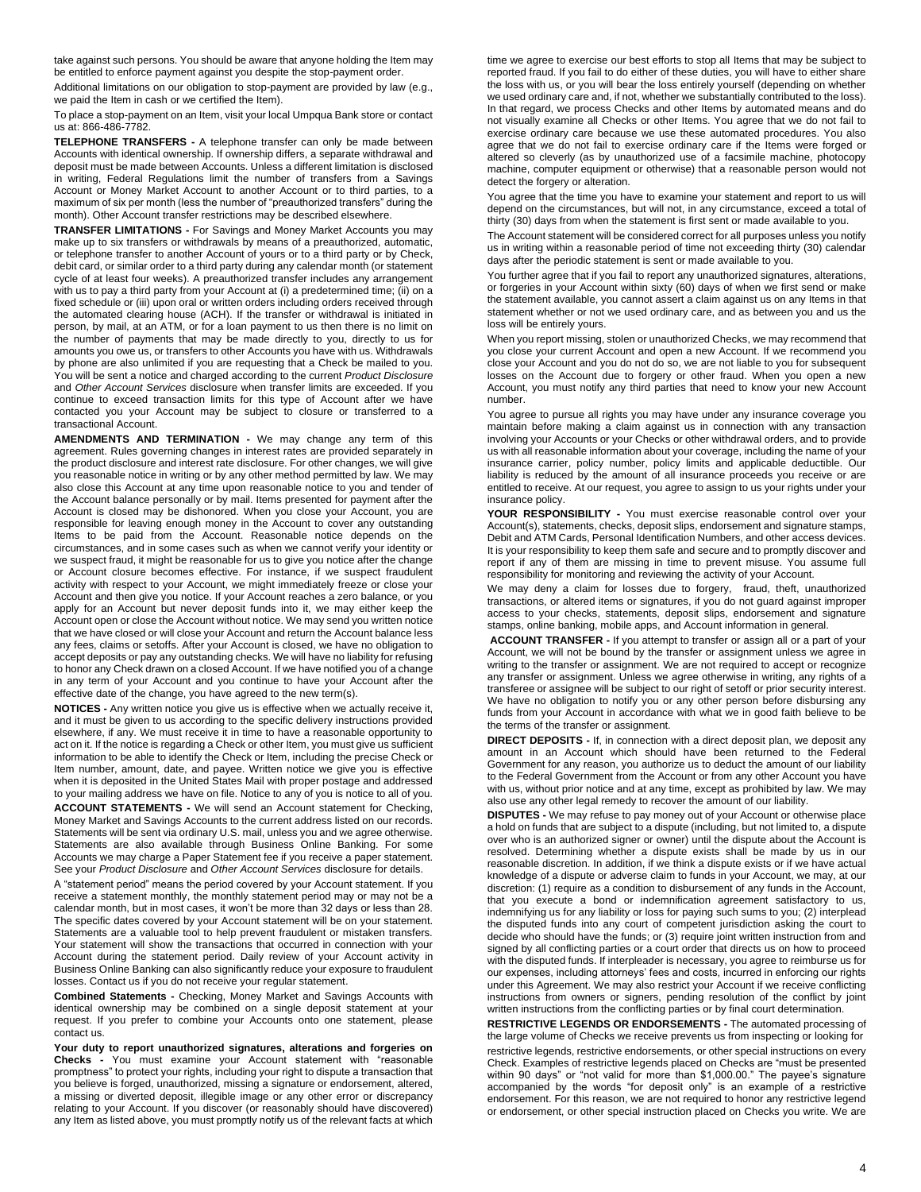take against such persons. You should be aware that anyone holding the Item may be entitled to enforce payment against you despite the stop-payment order.

Additional limitations on our obligation to stop-payment are provided by law (e.g., we paid the Item in cash or we certified the Item).

To place a stop-payment on an Item, visit your local Umpqua Bank store or contact us at: 866-486-7782.

**TELEPHONE TRANSFERS -** A telephone transfer can only be made between Accounts with identical ownership. If ownership differs, a separate withdrawal and deposit must be made between Accounts. Unless a different limitation is disclosed in writing, Federal Regulations limit the number of transfers from a Savings Account or Money Market Account to another Account or to third parties, to a maximum of six per month (less the number of "preauthorized transfers" during the month). Other Account transfer restrictions may be described elsewhere.

**TRANSFER LIMITATIONS -** For Savings and Money Market Accounts you may make up to six transfers or withdrawals by means of a preauthorized, automatic, or telephone transfer to another Account of yours or to a third party or by Check, debit card, or similar order to a third party during any calendar month (or statement cycle of at least four weeks). A preauthorized transfer includes any arrangement with us to pay a third party from your Account at (i) a predetermined time; (ii) on a fixed schedule or (iii) upon oral or written orders including orders received through the automated clearing house (ACH). If the transfer or withdrawal is initiated in person, by mail, at an ATM, or for a loan payment to us then there is no limit on the number of payments that may be made directly to you, directly to us for amounts you owe us, or transfers to other Accounts you have with us. Withdrawals by phone are also unlimited if you are requesting that a Check be mailed to you. You will be sent a notice and charged according to the current *Product Disclosure* and *Other Account Services* disclosure when transfer limits are exceeded. If you continue to exceed transaction limits for this type of Account after we have contacted you your Account may be subject to closure or transferred to a transactional Account.

**AMENDMENTS AND TERMINATION -** We may change any term of this agreement. Rules governing changes in interest rates are provided separately in the product disclosure and interest rate disclosure. For other changes, we will give you reasonable notice in writing or by any other method permitted by law. We may also close this Account at any time upon reasonable notice to you and tender of the Account balance personally or by mail. Items presented for payment after the Account is closed may be dishonored. When you close your Account, you are responsible for leaving enough money in the Account to cover any outstanding Items to be paid from the Account. Reasonable notice depends on the circumstances, and in some cases such as when we cannot verify your identity or we suspect fraud, it might be reasonable for us to give you notice after the change or Account closure becomes effective. For instance, if we suspect fraudulent activity with respect to your Account, we might immediately freeze or close your Account and then give you notice. If your Account reaches a zero balance, or you apply for an Account but never deposit funds into it, we may either keep the Account open or close the Account without notice. We may send you written notice that we have closed or will close your Account and return the Account balance less any fees, claims or setoffs. After your Account is closed, we have no obligation to accept deposits or pay any outstanding checks. We will have no liability for refusing to honor any Check drawn on a closed Account. If we have notified you of a change in any term of your Account and you continue to have your Account after the effective date of the change, you have agreed to the new term(s).

**NOTICES -** Any written notice you give us is effective when we actually receive it, and it must be given to us according to the specific delivery instructions provided elsewhere, if any. We must receive it in time to have a reasonable opportunity to act on it. If the notice is regarding a Check or other Item, you must give us sufficient information to be able to identify the Check or Item, including the precise Check or Item number, amount, date, and payee. Written notice we give you is effective when it is deposited in the United States Mail with proper postage and addressed to your mailing address we have on file. Notice to any of you is notice to all of you.

**ACCOUNT STATEMENTS -** We will send an Account statement for Checking, Money Market and Savings Accounts to the current address listed on our records. Statements will be sent via ordinary U.S. mail, unless you and we agree otherwise. Statements are also available through Business Online Banking. For some Accounts we may charge a Paper Statement fee if you receive a paper statement. See your *Product Disclosure* and *Other Account Services* disclosure for details.

A "statement period" means the period covered by your Account statement. If you receive a statement monthly, the monthly statement period may or may not be a calendar month, but in most cases, it won't be more than 32 days or less than 28. The specific dates covered by your Account statement will be on your statement. Statements are a valuable tool to help prevent fraudulent or mistaken transfers. Your statement will show the transactions that occurred in connection with your Account during the statement period. Daily review of your Account activity in Business Online Banking can also significantly reduce your exposure to fraudulent losses. Contact us if you do not receive your regular statement.

**Combined Statements -** Checking, Money Market and Savings Accounts with identical ownership may be combined on a single deposit statement at your request. If you prefer to combine your Accounts onto one statement, please contact us.

**Your duty to report unauthorized signatures, alterations and forgeries on Checks -** You must examine your Account statement with "reasonable promptness" to protect your rights, including your right to dispute a transaction that you believe is forged, unauthorized, missing a signature or endorsement, altered, a missing or diverted deposit, illegible image or any other error or discrepancy relating to your Account. If you discover (or reasonably should have discovered) any Item as listed above, you must promptly notify us of the relevant facts at which time we agree to exercise our best efforts to stop all Items that may be subject to reported fraud. If you fail to do either of these duties, you will have to either share the loss with us, or you will bear the loss entirely yourself (depending on whether we used ordinary care and, if not, whether we substantially contributed to the loss). In that regard, we process Checks and other Items by automated means and do not visually examine all Checks or other Items. You agree that we do not fail to exercise ordinary care because we use these automated procedures. You also agree that we do not fail to exercise ordinary care if the Items were forged or altered so cleverly (as by unauthorized use of a facsimile machine, photocopy machine, computer equipment or otherwise) that a reasonable person would not detect the forgery or alteration.

You agree that the time you have to examine your statement and report to us will depend on the circumstances, but will not, in any circumstance, exceed a total of thirty (30) days from when the statement is first sent or made available to you.

The Account statement will be considered correct for all purposes unless you notify us in writing within a reasonable period of time not exceeding thirty (30) calendar days after the periodic statement is sent or made available to you.

You further agree that if you fail to report any unauthorized signatures, alterations, or forgeries in your Account within sixty (60) days of when we first send or make the statement available, you cannot assert a claim against us on any Items in that statement whether or not we used ordinary care, and as between you and us the loss will be entirely yours.

When you report missing, stolen or unauthorized Checks, we may recommend that you close your current Account and open a new Account. If we recommend you close your Account and you do not do so, we are not liable to you for subsequent losses on the Account due to forgery or other fraud. When you open a new Account, you must notify any third parties that need to know your new Account number.

You agree to pursue all rights you may have under any insurance coverage you maintain before making a claim against us in connection with any transaction involving your Accounts or your Checks or other withdrawal orders, and to provide us with all reasonable information about your coverage, including the name of your insurance carrier, policy number, policy limits and applicable deductible. Our liability is reduced by the amount of all insurance proceeds you receive or are entitled to receive. At our request, you agree to assign to us your rights under your insurance policy.

**YOUR RESPONSIBILITY -** You must exercise reasonable control over your Account(s), statements, checks, deposit slips, endorsement and signature stamps, Debit and ATM Cards, Personal Identification Numbers, and other access devices. It is your responsibility to keep them safe and secure and to promptly discover and report if any of them are missing in time to prevent misuse. You assume full responsibility for monitoring and reviewing the activity of your Account.

We may deny a claim for losses due to forgery, fraud, theft, unauthorized transactions, or altered items or signatures, if you do not guard against improper access to your checks, statements, deposit slips, endorsement and signature stamps, online banking, mobile apps, and Account information in general.

**ACCOUNT TRANSFER -** If you attempt to transfer or assign all or a part of your Account, we will not be bound by the transfer or assignment unless we agree in writing to the transfer or assignment. We are not required to accept or recognize any transfer or assignment. Unless we agree otherwise in writing, any rights of a transferee or assignee will be subject to our right of setoff or prior security interest. We have no obligation to notify you or any other person before disbursing any funds from your Account in accordance with what we in good faith believe to be the terms of the transfer or assignment.

**DIRECT DEPOSITS -** If, in connection with a direct deposit plan, we deposit any amount in an Account which should have been returned to the Federal Government for any reason, you authorize us to deduct the amount of our liability to the Federal Government from the Account or from any other Account you have with us, without prior notice and at any time, except as prohibited by law. We may also use any other legal remedy to recover the amount of our liability.

**DISPUTES -** We may refuse to pay money out of your Account or otherwise place a hold on funds that are subject to a dispute (including, but not limited to, a dispute over who is an authorized signer or owner) until the dispute about the Account is resolved. Determining whether a dispute exists shall be made by us in our reasonable discretion. In addition, if we think a dispute exists or if we have actual knowledge of a dispute or adverse claim to funds in your Account, we may, at our discretion: (1) require as a condition to disbursement of any funds in the Account, that you execute a bond or indemnification agreement satisfactory to us, indemnifying us for any liability or loss for paying such sums to you; (2) interplead the disputed funds into any court of competent jurisdiction asking the court to decide who should have the funds; or (3) require joint written instruction from and signed by all conflicting parties or a court order that directs us on how to proceed with the disputed funds. If interpleader is necessary, you agree to reimburse us for our expenses, including attorneys' fees and costs, incurred in enforcing our rights under this Agreement. We may also restrict your Account if we receive conflicting instructions from owners or signers, pending resolution of the conflict by joint written instructions from the conflicting parties or by final court determination.

**RESTRICTIVE LEGENDS OR ENDORSEMENTS -** The automated processing of the large volume of Checks we receive prevents us from inspecting or looking for restrictive legends, restrictive endorsements, or other special instructions on every Check. Examples of restrictive legends placed on Checks are "must be presented within 90 days" or "not valid for more than $1,000.00." The payee's signature accompanied by the words "for deposit only" is an example of a restrictive endorsement. For this reason, we are not required to honor any restrictive legend or endorsement, or other special instruction placed on Checks you write. We are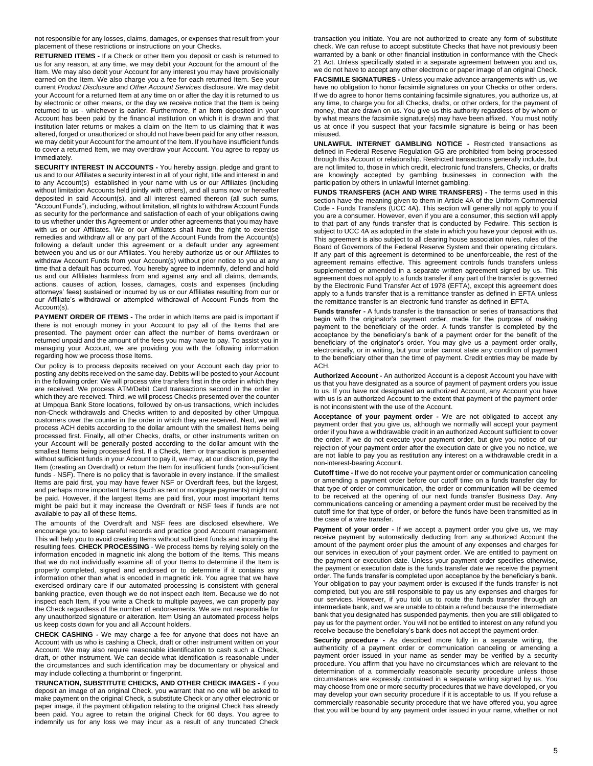not responsible for any losses, claims, damages, or expenses that result from your placement of these restrictions or instructions on your Checks.

**RETURNED ITEMS -** If a Check or other Item you deposit or cash is returned to us for any reason, at any time, we may debit your Account for the amount of the Item. We may also debit your Account for any interest you may have provisionally earned on the Item. We also charge you a fee for each returned Item. See your current *Product Disclosure* and *Other Account Services* disclosure. We may debit your Account for a returned Item at any time on or after the day it is returned to us by electronic or other means, or the day we receive notice that the Item is being returned to us - whichever is earlier. Furthermore, if an Item deposited in your Account has been paid by the financial institution on which it is drawn and that institution later returns or makes a claim on the Item to us claiming that it was altered, forged or unauthorized or should not have been paid for any other reason, we may debit your Account for the amount of the Item. If you have insufficient funds to cover a returned Item, we may overdraw your Account. You agree to repay us immediately.

**SECURITY INTEREST IN ACCOUNTS -** You hereby assign, pledge and grant to us and to our Affiliates a security interest in all of your right, title and interest in and to any Account(s) established in your name with us or our Affiliates (including without limitation Accounts held jointly with others), and all sums now or hereafter deposited in said Account(s), and all interest earned thereon (all such sums, "Account Funds"), including, without limitation, all rights to withdraw Account Funds as security for the performance and satisfaction of each of your obligations owing to us whether under this Agreement or under other agreements that you may have with us or our Affiliates. We or our Affiliates shall have the right to exercise remedies and withdraw all or any part of the Account Funds from the Account(s) following a default under this agreement or a default under any agreement between you and us or our Affiliates. You hereby authorize us or our Affiliates to withdraw Account Funds from your Account(s) without prior notice to you at any time that a default has occurred. You hereby agree to indemnify, defend and hold us and our Affiliates harmless from and against any and all claims, demands, actions, causes of action, losses, damages, costs and expenses (including attorneys' fees) sustained or incurred by us or our Affiliates resulting from our or our Affiliate's withdrawal or attempted withdrawal of Account Funds from the Account(s).

**PAYMENT ORDER OF ITEMS -** The order in which Items are paid is important if there is not enough money in your Account to pay all of the Items that are presented. The payment order can affect the number of Items overdrawn or returned unpaid and the amount of the fees you may have to pay. To assist you in managing your Account, we are providing you with the following information regarding how we process those Items.

Our policy is to process deposits received on your Account each day prior to posting any debits received on the same day. Debits will be posted to your Account in the following order: We will process wire transfers first in the order in which they are received. We process ATM/Debit Card transactions second in the order in which they are received. Third, we will process Checks presented over the counter at Umpqua Bank Store locations, followed by on-us transactions, which includes non-Check withdrawals and Checks written to and deposited by other Umpqua customers over the counter in the order in which they are received. Next, we will process ACH debits according to the dollar amount with the smallest Items being processed first. Finally, all other Checks, drafts, or other instruments written on your Account will be generally posted according to the dollar amount with the smallest Items being processed first. If a Check, Item or transaction is presented without sufficient funds in your Account to pay it, we may, at our discretion, pay the Item (creating an Overdraft) or return the Item for insufficient funds (non-sufficient funds - NSF). There is no policy that is favorable in every instance. If the smallest Items are paid first, you may have fewer NSF or Overdraft fees, but the largest, and perhaps more important Items (such as rent or mortgage payments) might not be paid. However, if the largest Items are paid first, your most important Items might be paid but it may increase the Overdraft or NSF fees if funds are not available to pay all of these Items.

The amounts of the Overdraft and NSF fees are disclosed elsewhere. We encourage you to keep careful records and practice good Account management. This will help you to avoid creating Items without sufficient funds and incurring the resulting fees. **CHECK PROCESSING** - We process Items by relying solely on the information encoded in magnetic ink along the bottom of the Items. This means that we do not individually examine all of your Items to determine if the Item is properly completed, signed and endorsed or to determine if it contains any information other than what is encoded in magnetic ink. You agree that we have exercised ordinary care if our automated processing is consistent with general banking practice, even though we do not inspect each Item. Because we do not inspect each Item, if you write a Check to multiple payees, we can properly pay the Check regardless of the number of endorsements. We are not responsible for any unauthorized signature or alteration. Item Using an automated process helps us keep costs down for you and all Account holders.

**CHECK CASHING -** We may charge a fee for anyone that does not have an Account with us who is cashing a Check, draft or other instrument written on your Account. We may also require reasonable identification to cash such a Check, draft, or other instrument. We can decide what identification is reasonable under the circumstances and such identification may be documentary or physical and may include collecting a thumbprint or fingerprint.

**TRUNCATION, SUBSTITUTE CHECKS, AND OTHER CHECK IMAGES -** If you deposit an image of an original Check, you warrant that no one will be asked to make payment on the original Check, a substitute Check or any other electronic or paper image, if the payment obligation relating to the original Check has already been paid. You agree to retain the original Check for 60 days. You agree to indemnify us for any loss we may incur as a result of any truncated Check transaction you initiate. You are not authorized to create any form of substitute check. We can refuse to accept substitute Checks that have not previously been warranted by a bank or other financial institution in conformance with the Check 21 Act. Unless specifically stated in a separate agreement between you and us, we do not have to accept any other electronic or paper image of an original Check.

**FACSIMILE SIGNATURES -** Unless you make advance arrangements with us, we have no obligation to honor facsimile signatures on your Checks or other orders. If we do agree to honor Items containing facsimile signatures, you authorize us, at any time, to charge you for all Checks, drafts, or other orders, for the payment of money, that are drawn on us. You give us this authority regardless of by whom or by what means the facsimile signature(s) may have been affixed. You must notify us at once if you suspect that your facsimile signature is being or has been misused.

**UNLAWFUL INTERNET GAMBLING NOTICE -** Restricted transactions as defined in Federal Reserve Regulation GG are prohibited from being processed through this Account or relationship. Restricted transactions generally include, but are not limited to, those in which credit, electronic fund transfers, Checks, or drafts are knowingly accepted by gambling businesses in connection with the participation by others in unlawful Internet gambling.

**FUNDS TRANSFERS (ACH AND WIRE TRANSFERS) -** The terms used in this section have the meaning given to them in Article 4A of the Uniform Commercial Code - Funds Transfers (UCC 4A). This section will generally not apply to you if you are a consumer. However, even if you are a consumer, this section will apply to that part of any funds transfer that is conducted by Fedwire. This section is subject to UCC 4A as adopted in the state in which you have your deposit with us. This agreement is also subject to all clearing house association rules, rules of the Board of Governors of the Federal Reserve System and their operating circulars. If any part of this agreement is determined to be unenforceable, the rest of the agreement remains effective. This agreement controls funds transfers unless supplemented or amended in a separate written agreement signed by us. This agreement does not apply to a funds transfer if any part of the transfer is governed by the Electronic Fund Transfer Act of 1978 (EFTA), except this agreement does apply to a funds transfer that is a remittance transfer as defined in EFTA unless the remittance transfer is an electronic fund transfer as defined in EFTA.

**Funds transfer -** A funds transfer is the transaction or series of transactions that begin with the originator's payment order, made for the purpose of making payment to the beneficiary of the order. A funds transfer is completed by the acceptance by the beneficiary's bank of a payment order for the benefit of the beneficiary of the originator's order. You may give us a payment order orally, electronically, or in writing, but your order cannot state any condition of payment to the beneficiary other than the time of payment. Credit entries may be made by ACH.

**Authorized Account -** An authorized Account is a deposit Account you have with us that you have designated as a source of payment of payment orders you issue to us. If you have not designated an authorized Account, any Account you have with us is an authorized Account to the extent that payment of the payment order is not inconsistent with the use of the Account.

**Acceptance of your payment order -** We are not obligated to accept any payment order that you give us, although we normally will accept your payment order if you have a withdrawable credit in an authorized Account sufficient to cover the order. If we do not execute your payment order, but give you notice of our rejection of your payment order after the execution date or give you no notice, we are not liable to pay you as restitution any interest on a withdrawable credit in a non-interest-bearing Account.

**Cutoff time -** If we do not receive your payment order or communication canceling or amending a payment order before our cutoff time on a funds transfer day for that type of order or communication, the order or communication will be deemed to be received at the opening of our next funds transfer Business Day. Any communications canceling or amending a payment order must be received by the cutoff time for that type of order, or before the funds have been transmitted as in the case of a wire transfer.

**Payment of your order -** If we accept a payment order you give us, we may receive payment by automatically deducting from any authorized Account the amount of the payment order plus the amount of any expenses and charges for our services in execution of your payment order. We are entitled to payment on the payment or execution date. Unless your payment order specifies otherwise, the payment or execution date is the funds transfer date we receive the payment order. The funds transfer is completed upon acceptance by the beneficiary's bank. Your obligation to pay your payment order is excused if the funds transfer is not completed, but you are still responsible to pay us any expenses and charges for our services. However, if you told us to route the funds transfer through an intermediate bank, and we are unable to obtain a refund because the intermediate bank that you designated has suspended payments, then you are still obligated to pay us for the payment order. You will not be entitled to interest on any refund you receive because the beneficiary's bank does not accept the payment order.

**Security procedure -** As described more fully in a separate writing, the authenticity of a payment order or communication canceling or amending a payment order issued in your name as sender may be verified by a security procedure. You affirm that you have no circumstances which are relevant to the determination of a commercially reasonable security procedure unless those circumstances are expressly contained in a separate writing signed by us. You may choose from one or more security procedures that we have developed, or you may develop your own security procedure if it is acceptable to us. If you refuse a commercially reasonable security procedure that we have offered you, you agree that you will be bound by any payment order issued in your name, whether or not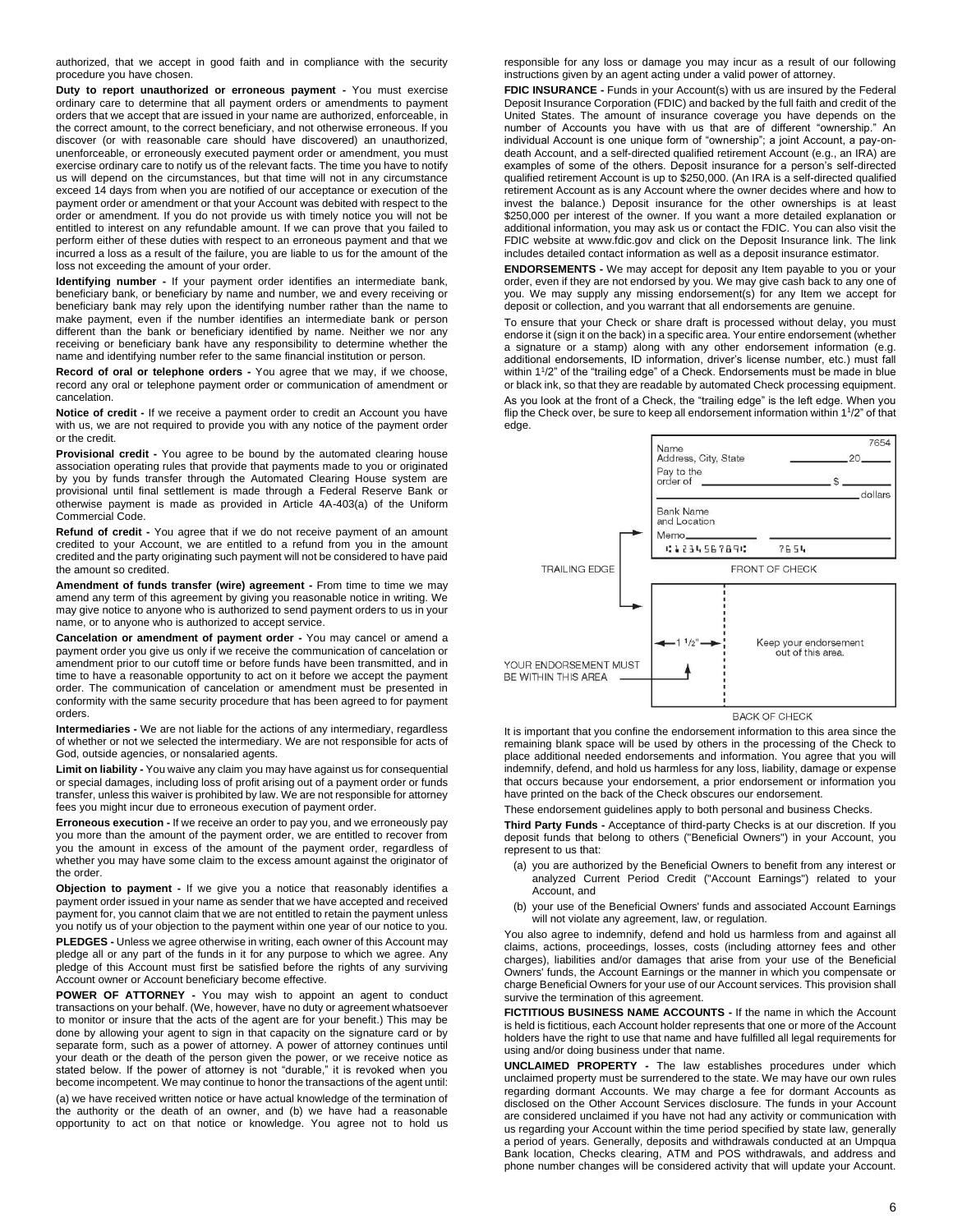authorized, that we accept in good faith and in compliance with the security procedure you have chosen.

**Duty to report unauthorized or erroneous payment -** You must exercise ordinary care to determine that all payment orders or amendments to payment orders that we accept that are issued in your name are authorized, enforceable, in the correct amount, to the correct beneficiary, and not otherwise erroneous. If you discover (or with reasonable care should have discovered) an unauthorized, unenforceable, or erroneously executed payment order or amendment, you must exercise ordinary care to notify us of the relevant facts. The time you have to notify us will depend on the circumstances, but that time will not in any circumstance exceed 14 days from when you are notified of our acceptance or execution of the payment order or amendment or that your Account was debited with respect to the order or amendment. If you do not provide us with timely notice you will not be entitled to interest on any refundable amount. If we can prove that you failed to perform either of these duties with respect to an erroneous payment and that we incurred a loss as a result of the failure, you are liable to us for the amount of the loss not exceeding the amount of your order.

**Identifying number -** If your payment order identifies an intermediate bank, beneficiary bank, or beneficiary by name and number, we and every receiving or beneficiary bank may rely upon the identifying number rather than the name to make payment, even if the number identifies an intermediate bank or person different than the bank or beneficiary identified by name. Neither we nor any receiving or beneficiary bank have any responsibility to determine whether the name and identifying number refer to the same financial institution or person.

**Record of oral or telephone orders -** You agree that we may, if we choose, record any oral or telephone payment order or communication of amendment or cancelation.

**Notice of credit -** If we receive a payment order to credit an Account you have with us, we are not required to provide you with any notice of the payment order or the credit.

**Provisional credit -** You agree to be bound by the automated clearing house association operating rules that provide that payments made to you or originated by you by funds transfer through the Automated Clearing House system are provisional until final settlement is made through a Federal Reserve Bank or otherwise payment is made as provided in Article 4A-403(a) of the Uniform Commercial Code.

**Refund of credit -** You agree that if we do not receive payment of an amount credited to your Account, we are entitled to a refund from you in the amount credited and the party originating such payment will not be considered to have paid the amount so credited.

**Amendment of funds transfer (wire) agreement -** From time to time we may amend any term of this agreement by giving you reasonable notice in writing. We may give notice to anyone who is authorized to send payment orders to us in your name, or to anyone who is authorized to accept service.

**Cancelation or amendment of payment order -** You may cancel or amend a payment order you give us only if we receive the communication of cancelation or amendment prior to our cutoff time or before funds have been transmitted, and in time to have a reasonable opportunity to act on it before we accept the payment order. The communication of cancelation or amendment must be presented in conformity with the same security procedure that has been agreed to for payment orders.

**Intermediaries -** We are not liable for the actions of any intermediary, regardless of whether or not we selected the intermediary. We are not responsible for acts of God, outside agencies, or nonsalaried agents.

**Limit on liability -** You waive any claim you may have against us for consequential or special damages, including loss of profit arising out of a payment order or funds transfer, unless this waiver is prohibited by law. We are not responsible for attorney fees you might incur due to erroneous execution of payment order.

**Erroneous execution -** If we receive an order to pay you, and we erroneously pay you more than the amount of the payment order, we are entitled to recover from you the amount in excess of the amount of the payment order, regardless of whether you may have some claim to the excess amount against the originator of the order.

**Objection to payment -** If we give you a notice that reasonably identifies a payment order issued in your name as sender that we have accepted and received payment for, you cannot claim that we are not entitled to retain the payment unless you notify us of your objection to the payment within one year of our notice to you.

**PLEDGES -** Unless we agree otherwise in writing, each owner of this Account may pledge all or any part of the funds in it for any purpose to which we agree. Any pledge of this Account must first be satisfied before the rights of any surviving Account owner or Account beneficiary become effective.

**POWER OF ATTORNEY -** You may wish to appoint an agent to conduct transactions on your behalf. (We, however, have no duty or agreement whatsoever to monitor or insure that the acts of the agent are for your benefit.) This may be done by allowing your agent to sign in that capacity on the signature card or by separate form, such as a power of attorney. A power of attorney continues until your death or the death of the person given the power, or we receive notice as stated below. If the power of attorney is not "durable," it is revoked when you become incompetent. We may continue to honor the transactions of the agent until:

(a) we have received written notice or have actual knowledge of the termination of the authority or the death of an owner, and (b) we have had a reasonable opportunity to act on that notice or knowledge. You agree not to hold us responsible for any loss or damage you may incur as a result of our following instructions given by an agent acting under a valid power of attorney.

**FDIC INSURANCE -** Funds in your Account(s) with us are insured by the Federal Deposit Insurance Corporation (FDIC) and backed by the full faith and credit of the United States. The amount of insurance coverage you have depends on the number of Accounts you have with us that are of different "ownership." An individual Account is one unique form of "ownership"; a joint Account, a pay-on-death Account, and a self-directed qualified retirement Account (e.g., an IRA) are examples of some of the others. Deposit insurance for a person's self-directed qualified retirement Account is up to $250,000. (An IRA is a self-directed qualified retirement Account as is any Account where the owner decides where and how to invest the balance.) Deposit insurance for the other ownerships is at least $250,000 per interest of the owner. If you want a more detailed explanation or additional information, you may ask us or contact the FDIC. You can also visit the FDIC website at www.fdic.gov and click on the Deposit Insurance link. The link includes detailed contact information as well as a deposit insurance estimator.

**ENDORSEMENTS -** We may accept for deposit any Item payable to you or your order, even if they are not endorsed by you. We may give cash back to any one of you. We may supply any missing endorsement(s) for any Item we accept for deposit or collection, and you warrant that all endorsements are genuine.

To ensure that your Check or share draft is processed without delay, you must endorse it (sign it on the back) in a specific area. Your entire endorsement (whether a signature or a stamp) along with any other endorsement information (e.g. additional endorsements, ID information, driver's license number, etc.) must fall within 1½" of the "trailing edge" of a Check. Endorsements must be made in blue or black ink, so that they are readable by automated Check processing equipment.

As you look at the front of a Check, the "trailing edge" is the left edge. When you flip the Check over, be sure to keep all endorsement information within 1½" of that edge.

TRAILING EDGE — FRONT OF CHECK

YOUR ENDORSEMENT MUST BE WITHIN THIS AREA — 1 ½" — Keep your endorsement out of this area. — BACK OF CHECK

It is important that you confine the endorsement information to this area since the remaining blank space will be used by others in the processing of the Check to place additional needed endorsements and information. You agree that you will indemnify, defend, and hold us harmless for any loss, liability, damage or expense that occurs because your endorsement, a prior endorsement or information you have printed on the back of the Check obscures our endorsement.

These endorsement guidelines apply to both personal and business Checks.

**Third Party Funds -** Acceptance of third-party Checks is at our discretion. If you deposit funds that belong to others ("Beneficial Owners") in your Account, you represent to us that:

(a) you are authorized by the Beneficial Owners to benefit from any interest or analyzed Current Period Credit ("Account Earnings") related to your Account, and

(b) your use of the Beneficial Owners' funds and associated Account Earnings will not violate any agreement, law, or regulation.

You also agree to indemnify, defend and hold us harmless from and against all claims, actions, proceedings, losses, costs (including attorney fees and other charges), liabilities and/or damages that arise from your use of the Beneficial Owners' funds, the Account Earnings or the manner in which you compensate or charge Beneficial Owners for your use of our Account services. This provision shall survive the termination of this agreement.

**FICTITIOUS BUSINESS NAME ACCOUNTS -** If the name in which the Account is held is fictitious, each Account holder represents that one or more of the Account holders have the right to use that name and have fulfilled all legal requirements for using and/or doing business under that name.

**UNCLAIMED PROPERTY -** The law establishes procedures under which unclaimed property must be surrendered to the state. We may have our own rules regarding dormant Accounts. We may charge a fee for dormant Accounts as disclosed on the Other Account Services disclosure. The funds in your Account are considered unclaimed if you have not had any activity or communication with us regarding your Account within the time period specified by state law, generally a period of years. Generally, deposits and withdrawals conducted at an Umpqua Bank location, Checks clearing, ATM and POS withdrawals, and address and phone number changes will be considered activity that will update your Account.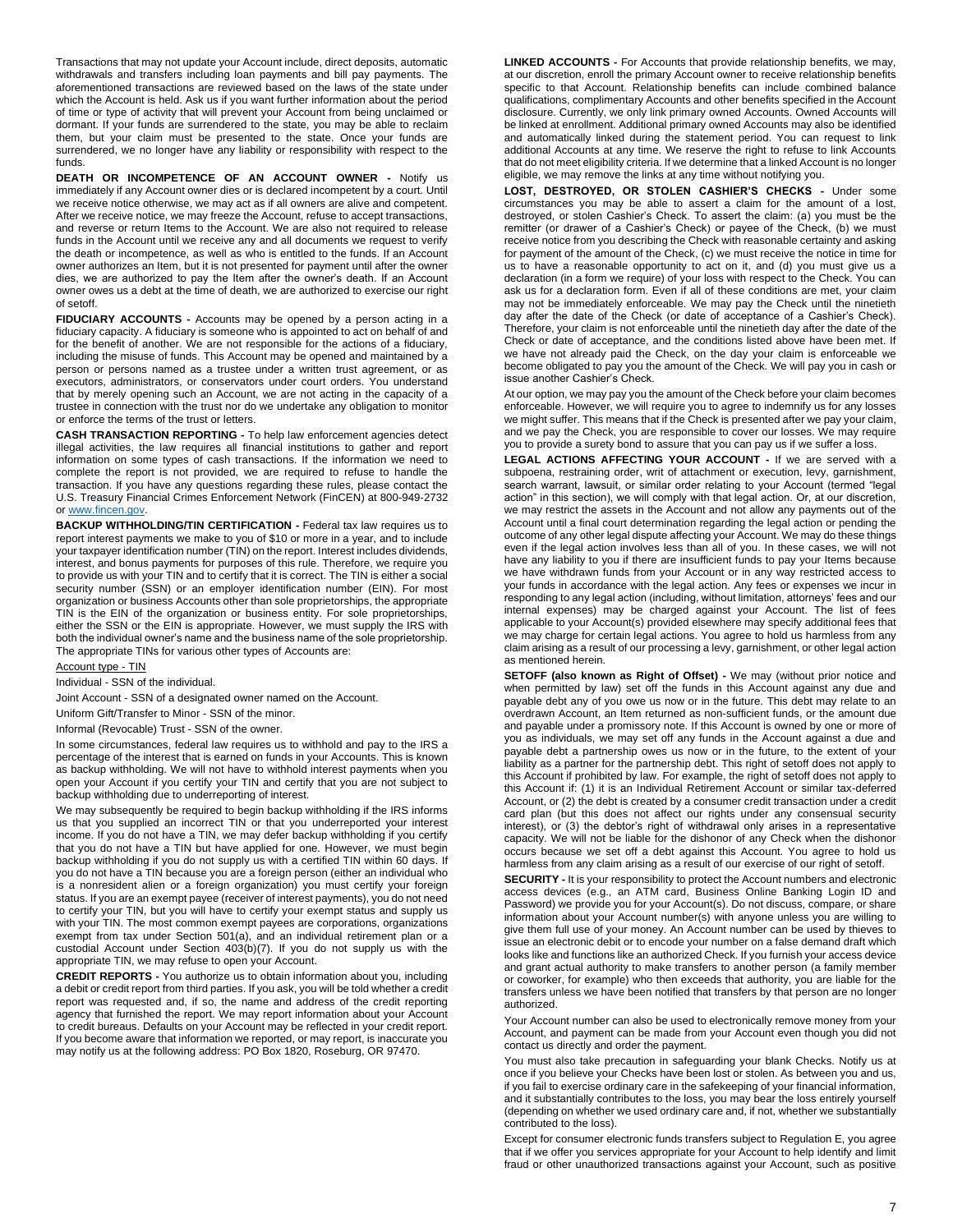Transactions that may not update your Account include, direct deposits, automatic withdrawals and transfers including loan payments and bill pay payments. The aforementioned transactions are reviewed based on the laws of the state under which the Account is held. Ask us if you want further information about the period of time or type of activity that will prevent your Account from being unclaimed or dormant. If your funds are surrendered to the state, you may be able to reclaim them, but your claim must be presented to the state. Once your funds are surrendered, we no longer have any liability or responsibility with respect to the funds.

**DEATH OR INCOMPETENCE OF AN ACCOUNT OWNER -** Notify us immediately if any Account owner dies or is declared incompetent by a court. Until we receive notice otherwise, we may act as if all owners are alive and competent. After we receive notice, we may freeze the Account, refuse to accept transactions, and reverse or return Items to the Account. We are also not required to release funds in the Account until we receive any and all documents we request to verify the death or incompetence, as well as who is entitled to the funds. If an Account owner authorizes an Item, but it is not presented for payment until after the owner dies, we are authorized to pay the Item after the owner's death. If an Account owner owes us a debt at the time of death, we are authorized to exercise our right of setoff.

**FIDUCIARY ACCOUNTS -** Accounts may be opened by a person acting in a fiduciary capacity. A fiduciary is someone who is appointed to act on behalf of and for the benefit of another. We are not responsible for the actions of a fiduciary, including the misuse of funds. This Account may be opened and maintained by a person or persons named as a trustee under a written trust agreement, or as executors, administrators, or conservators under court orders. You understand that by merely opening such an Account, we are not acting in the capacity of a trustee in connection with the trust nor do we undertake any obligation to monitor or enforce the terms of the trust or letters.

**CASH TRANSACTION REPORTING -** To help law enforcement agencies detect illegal activities, the law requires all financial institutions to gather and report information on some types of cash transactions. If the information we need to complete the report is not provided, we are required to refuse to handle the transaction. If you have any questions regarding these rules, please contact the U.S. Treasury Financial Crimes Enforcement Network (FinCEN) at 800-949-2732 or www.fincen.gov.

**BACKUP WITHHOLDING/TIN CERTIFICATION -** Federal tax law requires us to report interest payments we make to you of $10 or more in a year, and to include your taxpayer identification number (TIN) on the report. Interest includes dividends, interest, and bonus payments for purposes of this rule. Therefore, we require you to provide us with your TIN and to certify that it is correct. The TIN is either a social security number (SSN) or an employer identification number (EIN). For most organization or business Accounts other than sole proprietorships, the appropriate TIN is the EIN of the organization or business entity. For sole proprietorships, either the SSN or the EIN is appropriate. However, we must supply the IRS with both the individual owner's name and the business name of the sole proprietorship. The appropriate TINs for various other types of Accounts are:

Account type - TIN

Individual - SSN of the individual.

Joint Account - SSN of a designated owner named on the Account.

Uniform Gift/Transfer to Minor - SSN of the minor.

Informal (Revocable) Trust - SSN of the owner.

In some circumstances, federal law requires us to withhold and pay to the IRS a percentage of the interest that is earned on funds in your Accounts. This is known as backup withholding. We will not have to withhold interest payments when you open your Account if you certify your TIN and certify that you are not subject to backup withholding due to underreporting of interest.

We may subsequently be required to begin backup withholding if the IRS informs us that you supplied an incorrect TIN or that you underreported your interest income. If you do not have a TIN, we may defer backup withholding if you certify that you do not have a TIN but have applied for one. However, we must begin backup withholding if you do not supply us with a certified TIN within 60 days. If you do not have a TIN because you are a foreign person (either an individual who is a nonresident alien or a foreign organization) you must certify your foreign status. If you are an exempt payee (receiver of interest payments), you do not need to certify your TIN, but you will have to certify your exempt status and supply us with your TIN. The most common exempt payees are corporations, organizations exempt from tax under Section 501(a), and an individual retirement plan or a custodial Account under Section 403(b)(7). If you do not supply us with the appropriate TIN, we may refuse to open your Account.

**CREDIT REPORTS -** You authorize us to obtain information about you, including a debit or credit report from third parties. If you ask, you will be told whether a credit report was requested and, if so, the name and address of the credit reporting agency that furnished the report. We may report information about your Account to credit bureaus. Defaults on your Account may be reflected in your credit report. If you become aware that information we reported, or may report, is inaccurate you may notify us at the following address: PO Box 1820, Roseburg, OR 97470.

**LINKED ACCOUNTS -** For Accounts that provide relationship benefits, we may, at our discretion, enroll the primary Account owner to receive relationship benefits specific to that Account. Relationship benefits can include combined balance qualifications, complimentary Accounts and other benefits specified in the Account disclosure. Currently, we only link primary owned Accounts. Owned Accounts will be linked at enrollment. Additional primary owned Accounts may also be identified and automatically linked during the statement period. You can request to link additional Accounts at any time. We reserve the right to refuse to link Accounts that do not meet eligibility criteria. If we determine that a linked Account is no longer eligible, we may remove the links at any time without notifying you.

**LOST, DESTROYED, OR STOLEN CASHIER'S CHECKS -** Under some circumstances you may be able to assert a claim for the amount of a lost, destroyed, or stolen Cashier's Check. To assert the claim: (a) you must be the remitter (or drawer of a Cashier's Check) or payee of the Check, (b) we must receive notice from you describing the Check with reasonable certainty and asking for payment of the amount of the Check, (c) we must receive the notice in time for us to have a reasonable opportunity to act on it, and (d) you must give us a declaration (in a form we require) of your loss with respect to the Check. You can ask us for a declaration form. Even if all of these conditions are met, your claim may not be immediately enforceable. We may pay the Check until the ninetieth day after the date of the Check (or date of acceptance of a Cashier's Check). Therefore, your claim is not enforceable until the ninetieth day after the date of the Check or date of acceptance, and the conditions listed above have been met. If we have not already paid the Check, on the day your claim is enforceable we become obligated to pay you the amount of the Check. We will pay you in cash or issue another Cashier's Check.

At our option, we may pay you the amount of the Check before your claim becomes enforceable. However, we will require you to agree to indemnify us for any losses we might suffer. This means that if the Check is presented after we pay your claim, and we pay the Check, you are responsible to cover our losses. We may require you to provide a surety bond to assure that you can pay us if we suffer a loss.

**LEGAL ACTIONS AFFECTING YOUR ACCOUNT -** If we are served with a subpoena, restraining order, writ of attachment or execution, levy, garnishment, search warrant, lawsuit, or similar order relating to your Account (termed "legal action" in this section), we will comply with that legal action. Or, at our discretion, we may restrict the assets in the Account and not allow any payments out of the Account until a final court determination regarding the legal action or pending the outcome of any other legal dispute affecting your Account. We may do these things even if the legal action involves less than all of you. In these cases, we will not have any liability to you if there are insufficient funds to pay your Items because we have withdrawn funds from your Account or in any way restricted access to your funds in accordance with the legal action. Any fees or expenses we incur in responding to any legal action (including, without limitation, attorneys' fees and our internal expenses) may be charged against your Account. The list of fees applicable to your Account(s) provided elsewhere may specify additional fees that we may charge for certain legal actions. You agree to hold us harmless from any claim arising as a result of our processing a levy, garnishment, or other legal action as mentioned herein.

**SETOFF (also known as Right of Offset) -** We may (without prior notice and when permitted by law) set off the funds in this Account against any due and payable debt any of you owe us now or in the future. This debt may relate to an overdrawn Account, an Item returned as non-sufficient funds, or the amount due and payable under a promissory note. If this Account is owned by one or more of you as individuals, we may set off any funds in the Account against a due and payable debt a partnership owes us now or in the future, to the extent of your liability as a partner for the partnership debt. This right of setoff does not apply to this Account if prohibited by law. For example, the right of setoff does not apply to this Account if: (1) it is an Individual Retirement Account or similar tax-deferred Account, or (2) the debt is created by a consumer credit transaction under a credit card plan (but this does not affect our rights under any consensual security interest), or (3) the debtor's right of withdrawal only arises in a representative capacity. We will not be liable for the dishonor of any Check when the dishonor occurs because we set off a debt against this Account. You agree to hold us harmless from any claim arising as a result of our exercise of our right of setoff.

**SECURITY -** It is your responsibility to protect the Account numbers and electronic access devices (e.g., an ATM card, Business Online Banking Login ID and Password) we provide you for your Account(s). Do not discuss, compare, or share information about your Account number(s) with anyone unless you are willing to give them full use of your money. An Account number can be used by thieves to issue an electronic debit or to encode your number on a false demand draft which looks like and functions like an authorized Check. If you furnish your access device and grant actual authority to make transfers to another person (a family member or coworker, for example) who then exceeds that authority, you are liable for the transfers unless we have been notified that transfers by that person are no longer authorized.

Your Account number can also be used to electronically remove money from your Account, and payment can be made from your Account even though you did not contact us directly and order the payment.

You must also take precaution in safeguarding your blank Checks. Notify us at once if you believe your Checks have been lost or stolen. As between you and us, if you fail to exercise ordinary care in the safekeeping of your financial information, and it substantially contributes to the loss, you may bear the loss entirely yourself (depending on whether we used ordinary care and, if not, whether we substantially contributed to the loss).

Except for consumer electronic funds transfers subject to Regulation E, you agree that if we offer you services appropriate for your Account to help identify and limit fraud or other unauthorized transactions against your Account, such as positive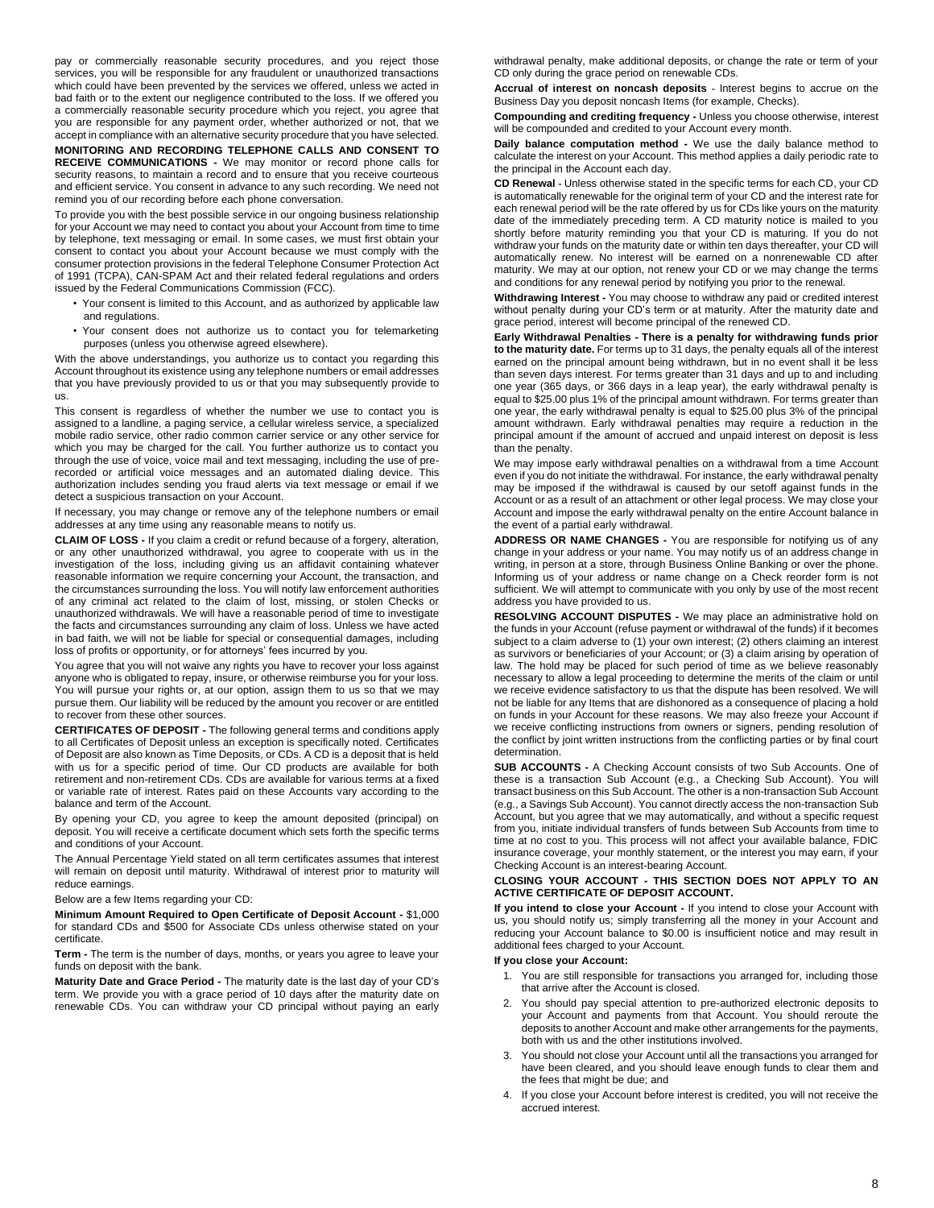pay or commercially reasonable security procedures, and you reject those services, you will be responsible for any fraudulent or unauthorized transactions which could have been prevented by the services we offered, unless we acted in bad faith or to the extent our negligence contributed to the loss. If we offered you a commercially reasonable security procedure which you reject, you agree that you are responsible for any payment order, whether authorized or not, that we accept in compliance with an alternative security procedure that you have selected.

**MONITORING AND RECORDING TELEPHONE CALLS AND CONSENT TO RECEIVE COMMUNICATIONS -** We may monitor or record phone calls for security reasons, to maintain a record and to ensure that you receive courteous and efficient service. You consent in advance to any such recording. We need not remind you of our recording before each phone conversation.

To provide you with the best possible service in our ongoing business relationship for your Account we may need to contact you about your Account from time to time by telephone, text messaging or email. In some cases, we must first obtain your consent to contact you about your Account because we must comply with the consumer protection provisions in the federal Telephone Consumer Protection Act of 1991 (TCPA), CAN-SPAM Act and their related federal regulations and orders issued by the Federal Communications Commission (FCC).

- Your consent is limited to this Account, and as authorized by applicable law and regulations.
- Your consent does not authorize us to contact you for telemarketing purposes (unless you otherwise agreed elsewhere).

With the above understandings, you authorize us to contact you regarding this Account throughout its existence using any telephone numbers or email addresses that you have previously provided to us or that you may subsequently provide to us.

This consent is regardless of whether the number we use to contact you is assigned to a landline, a paging service, a cellular wireless service, a specialized mobile radio service, other radio common carrier service or any other service for which you may be charged for the call. You further authorize us to contact you through the use of voice, voice mail and text messaging, including the use of pre-recorded or artificial voice messages and an automated dialing device. This authorization includes sending you fraud alerts via text message or email if we detect a suspicious transaction on your Account.

If necessary, you may change or remove any of the telephone numbers or email addresses at any time using any reasonable means to notify us.

**CLAIM OF LOSS -** If you claim a credit or refund because of a forgery, alteration, or any other unauthorized withdrawal, you agree to cooperate with us in the investigation of the loss, including giving us an affidavit containing whatever reasonable information we require concerning your Account, the transaction, and the circumstances surrounding the loss. You will notify law enforcement authorities of any criminal act related to the claim of lost, missing, or stolen Checks or unauthorized withdrawals. We will have a reasonable period of time to investigate the facts and circumstances surrounding any claim of loss. Unless we have acted in bad faith, we will not be liable for special or consequential damages, including loss of profits or opportunity, or for attorneys' fees incurred by you.

You agree that you will not waive any rights you have to recover your loss against anyone who is obligated to repay, insure, or otherwise reimburse you for your loss. You will pursue your rights or, at our option, assign them to us so that we may pursue them. Our liability will be reduced by the amount you recover or are entitled to recover from these other sources.

**CERTIFICATES OF DEPOSIT -** The following general terms and conditions apply to all Certificates of Deposit unless an exception is specifically noted. Certificates of Deposit are also known as Time Deposits, or CDs. A CD is a deposit that is held with us for a specific period of time. Our CD products are available for both retirement and non-retirement CDs. CDs are available for various terms at a fixed or variable rate of interest. Rates paid on these Accounts vary according to the balance and term of the Account.

By opening your CD, you agree to keep the amount deposited (principal) on deposit. You will receive a certificate document which sets forth the specific terms and conditions of your Account.

The Annual Percentage Yield stated on all term certificates assumes that interest will remain on deposit until maturity. Withdrawal of interest prior to maturity will reduce earnings.

Below are a few Items regarding your CD:

**Minimum Amount Required to Open Certificate of Deposit Account -** $1,000 for standard CDs and $500 for Associate CDs unless otherwise stated on your certificate.

**Term -** The term is the number of days, months, or years you agree to leave your funds on deposit with the bank.

**Maturity Date and Grace Period -** The maturity date is the last day of your CD's term. We provide you with a grace period of 10 days after the maturity date on renewable CDs. You can withdraw your CD principal without paying an early withdrawal penalty, make additional deposits, or change the rate or term of your CD only during the grace period on renewable CDs.

**Accrual of interest on noncash deposits** - Interest begins to accrue on the Business Day you deposit noncash Items (for example, Checks).

**Compounding and crediting frequency -** Unless you choose otherwise, interest will be compounded and credited to your Account every month.

**Daily balance computation method -** We use the daily balance method to calculate the interest on your Account. This method applies a daily periodic rate to the principal in the Account each day.

**CD Renewal** - Unless otherwise stated in the specific terms for each CD, your CD is automatically renewable for the original term of your CD and the interest rate for each renewal period will be the rate offered by us for CDs like yours on the maturity date of the immediately preceding term. A CD maturity notice is mailed to you shortly before maturity reminding you that your CD is maturing. If you do not withdraw your funds on the maturity date or within ten days thereafter, your CD will automatically renew. No interest will be earned on a nonrenewable CD after maturity. We may at our option, not renew your CD or we may change the terms and conditions for any renewal period by notifying you prior to the renewal.

**Withdrawing Interest -** You may choose to withdraw any paid or credited interest without penalty during your CD's term or at maturity. After the maturity date and grace period, interest will become principal of the renewed CD.

**Early Withdrawal Penalties - There is a penalty for withdrawing funds prior to the maturity date.** For terms up to 31 days, the penalty equals all of the interest earned on the principal amount being withdrawn, but in no event shall it be less than seven days interest. For terms greater than 31 days and up to and including one year (365 days, or 366 days in a leap year), the early withdrawal penalty is equal to $25.00 plus 1% of the principal amount withdrawn. For terms greater than one year, the early withdrawal penalty is equal to $25.00 plus 3% of the principal amount withdrawn. Early withdrawal penalties may require a reduction in the principal amount if the amount of accrued and unpaid interest on deposit is less than the penalty.

We may impose early withdrawal penalties on a withdrawal from a time Account even if you do not initiate the withdrawal. For instance, the early withdrawal penalty may be imposed if the withdrawal is caused by our setoff against funds in the Account or as a result of an attachment or other legal process. We may close your Account and impose the early withdrawal penalty on the entire Account balance in the event of a partial early withdrawal.

**ADDRESS OR NAME CHANGES -** You are responsible for notifying us of any change in your address or your name. You may notify us of an address change in writing, in person at a store, through Business Online Banking or over the phone. Informing us of your address or name change on a Check reorder form is not sufficient. We will attempt to communicate with you only by use of the most recent address you have provided to us.

**RESOLVING ACCOUNT DISPUTES -** We may place an administrative hold on the funds in your Account (refuse payment or withdrawal of the funds) if it becomes subject to a claim adverse to (1) your own interest; (2) others claiming an interest as survivors or beneficiaries of your Account; or (3) a claim arising by operation of law. The hold may be placed for such period of time as we believe reasonably necessary to allow a legal proceeding to determine the merits of the claim or until we receive evidence satisfactory to us that the dispute has been resolved. We will not be liable for any Items that are dishonored as a consequence of placing a hold on funds in your Account for these reasons. We may also freeze your Account if we receive conflicting instructions from owners or signers, pending resolution of the conflict by joint written instructions from the conflicting parties or by final court determination.

**SUB ACCOUNTS -** A Checking Account consists of two Sub Accounts. One of these is a transaction Sub Account (e.g., a Checking Sub Account). You will transact business on this Sub Account. The other is a non-transaction Sub Account (e.g., a Savings Sub Account). You cannot directly access the non-transaction Sub Account, but you agree that we may automatically, and without a specific request from you, initiate individual transfers of funds between Sub Accounts from time to time at no cost to you. This process will not affect your available balance, FDIC insurance coverage, your monthly statement, or the interest you may earn, if your Checking Account is an interest-bearing Account.

**CLOSING YOUR ACCOUNT - THIS SECTION DOES NOT APPLY TO AN ACTIVE CERTIFICATE OF DEPOSIT ACCOUNT.**

**If you intend to close your Account -** If you intend to close your Account with us, you should notify us; simply transferring all the money in your Account and reducing your Account balance to $0.00 is insufficient notice and may result in additional fees charged to your Account.

**If you close your Account:**

1. You are still responsible for transactions you arranged for, including those that arrive after the Account is closed.
2. You should pay special attention to pre-authorized electronic deposits to your Account and payments from that Account. You should reroute the deposits to another Account and make other arrangements for the payments, both with us and the other institutions involved.
3. You should not close your Account until all the transactions you arranged for have been cleared, and you should leave enough funds to clear them and the fees that might be due; and
4. If you close your Account before interest is credited, you will not receive the accrued interest.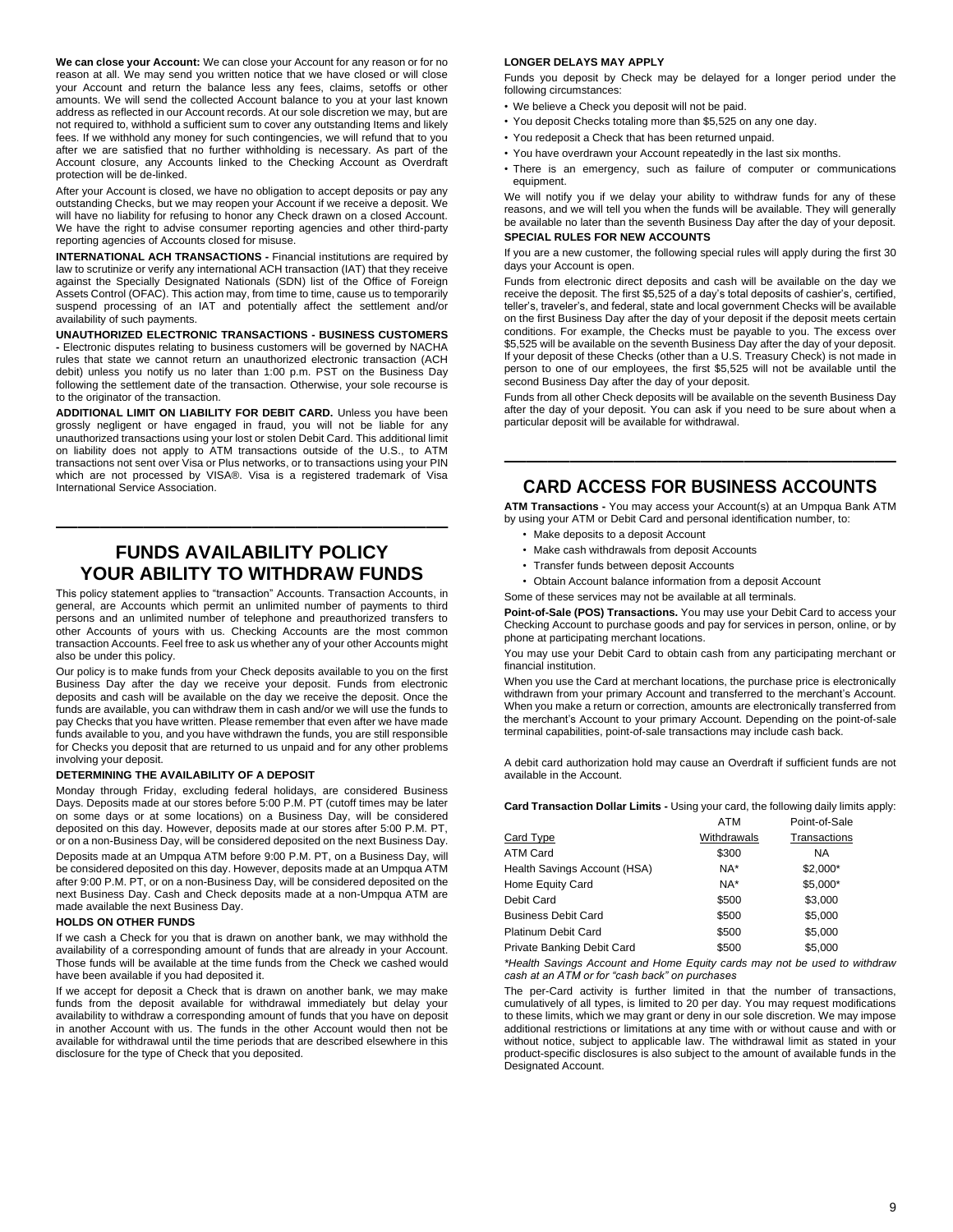**We can close your Account:** We can close your Account for any reason or for no reason at all. We may send you written notice that we have closed or will close your Account and return the balance less any fees, claims, setoffs or other amounts. We will send the collected Account balance to you at your last known address as reflected in our Account records. At our sole discretion we may, but are not required to, withhold a sufficient sum to cover any outstanding Items and likely fees. If we withhold any money for such contingencies, we will refund that to you after we are satisfied that no further withholding is necessary. As part of the Account closure, any Accounts linked to the Checking Account as Overdraft protection will be de-linked.

After your Account is closed, we have no obligation to accept deposits or pay any outstanding Checks, but we may reopen your Account if we receive a deposit. We will have no liability for refusing to honor any Check drawn on a closed Account. We have the right to advise consumer reporting agencies and other third-party reporting agencies of Accounts closed for misuse.

**INTERNATIONAL ACH TRANSACTIONS -** Financial institutions are required by law to scrutinize or verify any international ACH transaction (IAT) that they receive against the Specially Designated Nationals (SDN) list of the Office of Foreign Assets Control (OFAC). This action may, from time to time, cause us to temporarily suspend processing of an IAT and potentially affect the settlement and/or availability of such payments.

**UNAUTHORIZED ELECTRONIC TRANSACTIONS - BUSINESS CUSTOMERS -** Electronic disputes relating to business customers will be governed by NACHA rules that state we cannot return an unauthorized electronic transaction (ACH debit) unless you notify us no later than 1:00 p.m. PST on the Business Day following the settlement date of the transaction. Otherwise, your sole recourse is to the originator of the transaction.

**ADDITIONAL LIMIT ON LIABILITY FOR DEBIT CARD.** Unless you have been grossly negligent or have engaged in fraud, you will not be liable for any unauthorized transactions using your lost or stolen Debit Card. This additional limit on liability does not apply to ATM transactions outside of the U.S., to ATM transactions not sent over Visa or Plus networks, or to transactions using your PIN which are not processed by VISA®. Visa is a registered trademark of Visa International Service Association.

## FUNDS AVAILABILITY POLICY YOUR ABILITY TO WITHDRAW FUNDS

This policy statement applies to "transaction" Accounts. Transaction Accounts, in general, are Accounts which permit an unlimited number of payments to third persons and an unlimited number of telephone and preauthorized transfers to other Accounts of yours with us. Checking Accounts are the most common transaction Accounts. Feel free to ask us whether any of your other Accounts might also be under this policy.

Our policy is to make funds from your Check deposits available to you on the first Business Day after the day we receive your deposit. Funds from electronic deposits and cash will be available on the day we receive the deposit. Once the funds are available, you can withdraw them in cash and/or we will use the funds to pay Checks that you have written. Please remember that even after we have made funds available to you, and you have withdrawn the funds, you are still responsible for Checks you deposit that are returned to us unpaid and for any other problems involving your deposit.

### DETERMINING THE AVAILABILITY OF A DEPOSIT

Monday through Friday, excluding federal holidays, are considered Business Days. Deposits made at our stores before 5:00 P.M. PT (cutoff times may be later on some days or at some locations) on a Business Day, will be considered deposited on this day. However, deposits made at our stores after 5:00 P.M. PT, or on a non-Business Day, will be considered deposited on the next Business Day.

Deposits made at an Umpqua ATM before 9:00 P.M. PT, on a Business Day, will be considered deposited on this day. However, deposits made at an Umpqua ATM after 9:00 P.M. PT, or on a non-Business Day, will be considered deposited on the next Business Day. Cash and Check deposits made at a non-Umpqua ATM are made available the next Business Day.

### HOLDS ON OTHER FUNDS

If we cash a Check for you that is drawn on another bank, we may withhold the availability of a corresponding amount of funds that are already in your Account. Those funds will be available at the time funds from the Check we cashed would have been available if you had deposited it.

If we accept for deposit a Check that is drawn on another bank, we may make funds from the deposit available for withdrawal immediately but delay your availability to withdraw a corresponding amount of funds that you have on deposit in another Account with us. The funds in the other Account would then not be available for withdrawal until the time periods that are described elsewhere in this disclosure for the type of Check that you deposited.

### LONGER DELAYS MAY APPLY

Funds you deposit by Check may be delayed for a longer period under the following circumstances:

- We believe a Check you deposit will not be paid.
- You deposit Checks totaling more than $5,525 on any one day.
- You redeposit a Check that has been returned unpaid.
- You have overdrawn your Account repeatedly in the last six months.
- There is an emergency, such as failure of computer or communications equipment.

We will notify you if we delay your ability to withdraw funds for any of these reasons, and we will tell you when the funds will be available. They will generally be available no later than the seventh Business Day after the day of your deposit.

### SPECIAL RULES FOR NEW ACCOUNTS

If you are a new customer, the following special rules will apply during the first 30 days your Account is open.

Funds from electronic direct deposits and cash will be available on the day we receive the deposit. The first $5,525 of a day's total deposits of cashier's, certified, teller's, traveler's, and federal, state and local government Checks will be available on the first Business Day after the day of your deposit if the deposit meets certain conditions. For example, the Checks must be payable to you. The excess over $5,525 will be available on the seventh Business Day after the day of your deposit. If your deposit of these Checks (other than a U.S. Treasury Check) is not made in person to one of our employees, the first $5,525 will not be available until the second Business Day after the day of your deposit.

Funds from all other Check deposits will be available on the seventh Business Day after the day of your deposit. You can ask if you need to be sure about when a particular deposit will be available for withdrawal.

## CARD ACCESS FOR BUSINESS ACCOUNTS

**ATM Transactions -** You may access your Account(s) at an Umpqua Bank ATM by using your ATM or Debit Card and personal identification number, to:

- Make deposits to a deposit Account
- Make cash withdrawals from deposit Accounts
- Transfer funds between deposit Accounts
- Obtain Account balance information from a deposit Account

Some of these services may not be available at all terminals.

**Point-of-Sale (POS) Transactions.** You may use your Debit Card to access your Checking Account to purchase goods and pay for services in person, online, or by phone at participating merchant locations.

You may use your Debit Card to obtain cash from any participating merchant or financial institution.

When you use the Card at merchant locations, the purchase price is electronically withdrawn from your primary Account and transferred to the merchant's Account. When you make a return or correction, amounts are electronically transferred from the merchant's Account to your primary Account. Depending on the point-of-sale terminal capabilities, point-of-sale transactions may include cash back.

A debit card authorization hold may cause an Overdraft if sufficient funds are not available in the Account.

**Card Transaction Dollar Limits -** Using your card, the following daily limits apply:

| Card Type | ATM Withdrawals | Point-of-Sale Transactions |
|---|---|---|
| ATM Card | $300 | NA |
| Health Savings Account (HSA) | NA* | $2,000* |
| Home Equity Card | NA* | $5,000* |
| Debit Card | $500 | $3,000 |
| Business Debit Card | $500 | $5,000 |
| Platinum Debit Card | $500 | $5,000 |
| Private Banking Debit Card | $500 | $5,000 |

*\*Health Savings Account and Home Equity cards may not be used to withdraw cash at an ATM or for "cash back" on purchases*

The per-Card activity is further limited in that the number of transactions, cumulatively of all types, is limited to 20 per day. You may request modifications to these limits, which we may grant or deny in our sole discretion. We may impose additional restrictions or limitations at any time with or without cause and with or without notice, subject to applicable law. The withdrawal limit as stated in your product-specific disclosures is also subject to the amount of available funds in the Designated Account.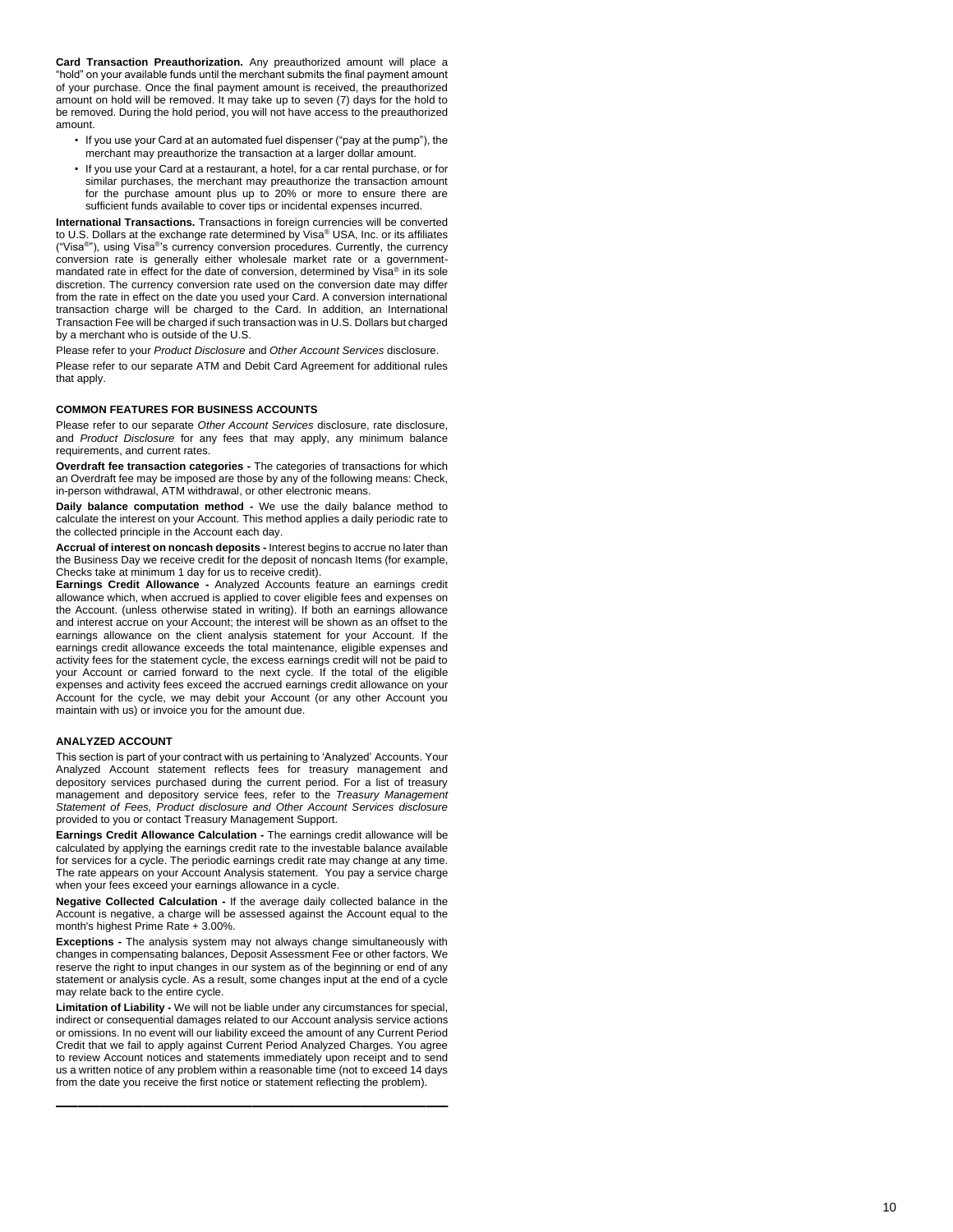**Card Transaction Preauthorization.** Any preauthorized amount will place a "hold" on your available funds until the merchant submits the final payment amount of your purchase. Once the final payment amount is received, the preauthorized amount on hold will be removed. It may take up to seven (7) days for the hold to be removed. During the hold period, you will not have access to the preauthorized amount.

- If you use your Card at an automated fuel dispenser ("pay at the pump"), the merchant may preauthorize the transaction at a larger dollar amount.
- If you use your Card at a restaurant, a hotel, for a car rental purchase, or for similar purchases, the merchant may preauthorize the transaction amount for the purchase amount plus up to 20% or more to ensure there are sufficient funds available to cover tips or incidental expenses incurred.

**International Transactions.** Transactions in foreign currencies will be converted to U.S. Dollars at the exchange rate determined by Visa® USA, Inc. or its affiliates ("Visa®"), using Visa®'s currency conversion procedures. Currently, the currency conversion rate is generally either wholesale market rate or a government-mandated rate in effect for the date of conversion, determined by Visa® in its sole discretion. The currency conversion rate used on the conversion date may differ from the rate in effect on the date you used your Card. A conversion international transaction charge will be charged to the Card. In addition, an International Transaction Fee will be charged if such transaction was in U.S. Dollars but charged by a merchant who is outside of the U.S.

Please refer to your *Product Disclosure* and *Other Account Services* disclosure.

Please refer to our separate ATM and Debit Card Agreement for additional rules that apply.

### COMMON FEATURES FOR BUSINESS ACCOUNTS

Please refer to our separate *Other Account Services* disclosure, rate disclosure, and *Product Disclosure* for any fees that may apply, any minimum balance requirements, and current rates.

**Overdraft fee transaction categories -** The categories of transactions for which an Overdraft fee may be imposed are those by any of the following means: Check, in-person withdrawal, ATM withdrawal, or other electronic means.

**Daily balance computation method -** We use the daily balance method to calculate the interest on your Account. This method applies a daily periodic rate to the collected principle in the Account each day.

**Accrual of interest on noncash deposits -** Interest begins to accrue no later than the Business Day we receive credit for the deposit of noncash Items (for example, Checks take at minimum 1 day for us to receive credit).

**Earnings Credit Allowance -** Analyzed Accounts feature an earnings credit allowance which, when accrued is applied to cover eligible fees and expenses on the Account. (unless otherwise stated in writing). If both an earnings allowance and interest accrue on your Account; the interest will be shown as an offset to the earnings allowance on the client analysis statement for your Account. If the earnings credit allowance exceeds the total maintenance, eligible expenses and activity fees for the statement cycle, the excess earnings credit will not be paid to your Account or carried forward to the next cycle. If the total of the eligible expenses and activity fees exceed the accrued earnings credit allowance on your Account for the cycle, we may debit your Account (or any other Account you maintain with us) or invoice you for the amount due.

### ANALYZED ACCOUNT

This section is part of your contract with us pertaining to 'Analyzed' Accounts. Your Analyzed Account statement reflects fees for treasury management and depository services purchased during the current period. For a list of treasury management and depository service fees, refer to the *Treasury Management Statement of Fees, Product disclosure and Other Account Services disclosure* provided to you or contact Treasury Management Support.

**Earnings Credit Allowance Calculation -** The earnings credit allowance will be calculated by applying the earnings credit rate to the investable balance available for services for a cycle. The periodic earnings credit rate may change at any time. The rate appears on your Account Analysis statement. You pay a service charge when your fees exceed your earnings allowance in a cycle.

**Negative Collected Calculation -** If the average daily collected balance in the Account is negative, a charge will be assessed against the Account equal to the month's highest Prime Rate + 3.00%.

**Exceptions -** The analysis system may not always change simultaneously with changes in compensating balances, Deposit Assessment Fee or other factors. We reserve the right to input changes in our system as of the beginning or end of any statement or analysis cycle. As a result, some changes input at the end of a cycle may relate back to the entire cycle.

**Limitation of Liability -** We will not be liable under any circumstances for special, indirect or consequential damages related to our Account analysis service actions or omissions. In no event will our liability exceed the amount of any Current Period Credit that we fail to apply against Current Period Analyzed Charges. You agree to review Account notices and statements immediately upon receipt and to send us a written notice of any problem within a reasonable time (not to exceed 14 days from the date you receive the first notice or statement reflecting the problem).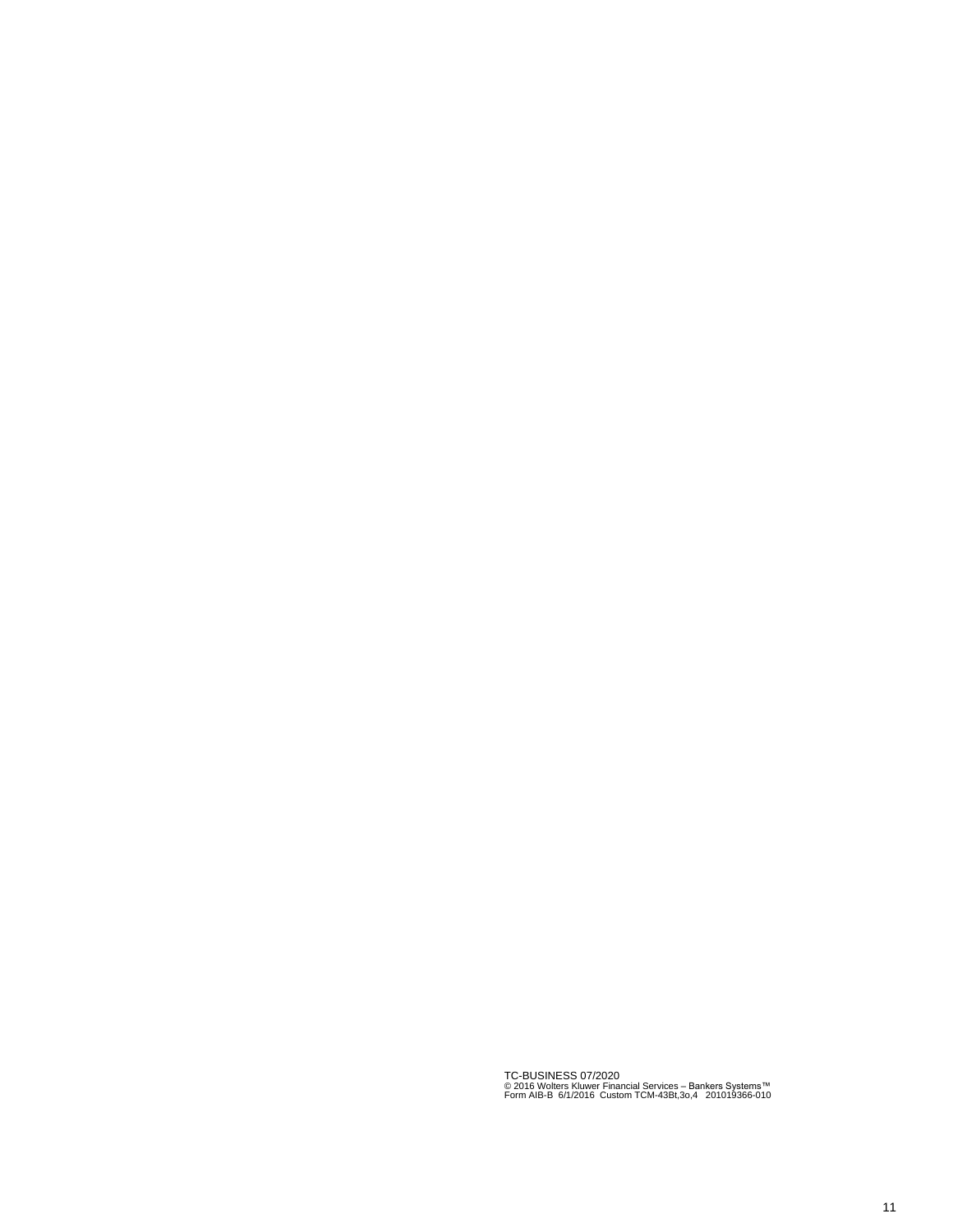TC-BUSINESS 07/2020
© 2016 Wolters Kluwer Financial Services – Bankers Systems™
Form AIB-B 6/1/2016 Custom TCM-43Bt,3o,4 201019366-010